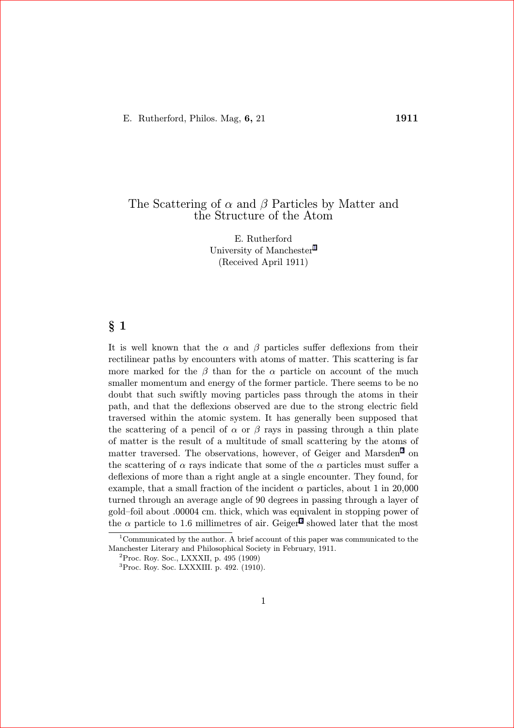# The Scattering of $\alpha$ and $\beta$ Particles by Matter and the Structure of the Atom

E. Rutherford
University of Manchester[1]
(Received April 1911)

## § 1

It is well known that the $\alpha$ and $\beta$ particles suffer deflexions from their rectilinear paths by encounters with atoms of matter. This scattering is far more marked for the $\beta$ than for the $\alpha$ particle on account of the much smaller momentum and energy of the former particle. There seems to be no doubt that such swiftly moving particles pass through the atoms in their path, and that the deflexions observed are due to the strong electric field traversed within the atomic system. It has generally been supposed that the scattering of a pencil of $\alpha$ or $\beta$ rays in passing through a thin plate of matter is the result of a multitude of small scattering by the atoms of matter traversed. The observations, however, of Geiger and Marsden[2] on the scattering of $\alpha$ rays indicate that some of the $\alpha$ particles must suffer a deflexions of more than a right angle at a single encounter. They found, for example, that a small fraction of the incident $\alpha$ particles, about 1 in 20,000 turned through an average angle of 90 degrees in passing through a layer of gold–foil about .00004 cm. thick, which was equivalent in stopping power of the $\alpha$ particle to 1.6 millimetres of air. Geiger[3] showed later that the most

---

[1] Communicated by the author. A brief account of this paper was communicated to the Manchester Literary and Philosophical Society in February, 1911.

[2] Proc. Roy. Soc., LXXXII, p. 495 (1909)

[3] Proc. Roy. Soc. LXXXIII. p. 492. (1910).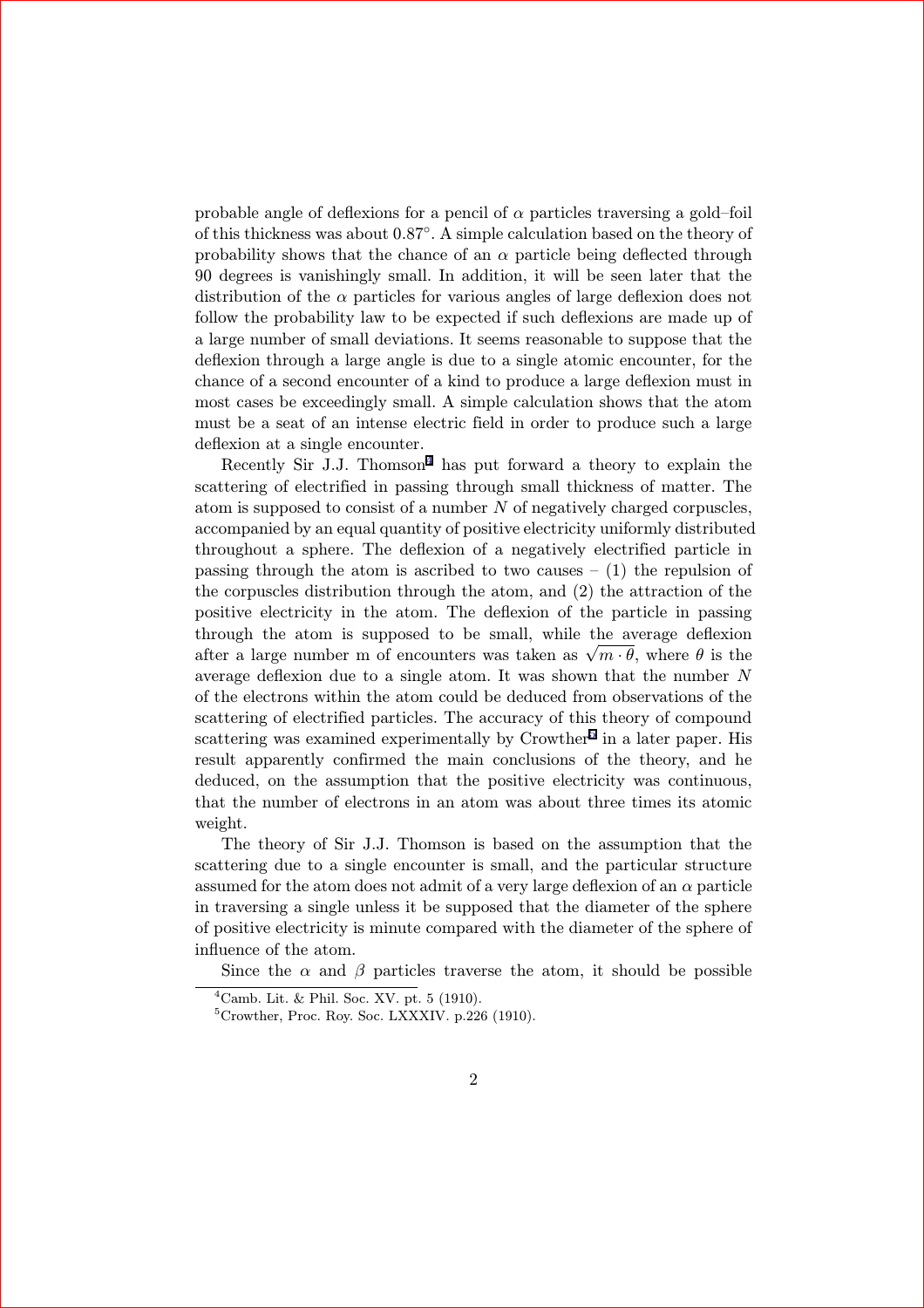probable angle of deflexions for a pencil of $\alpha$ particles traversing a gold–foil of this thickness was about $0.87^{\circ}$. A simple calculation based on the theory of probability shows that the chance of an $\alpha$ particle being deflected through 90 degrees is vanishingly small. In addition, it will be seen later that the distribution of the $\alpha$ particles for various angles of large deflexion does not follow the probability law to be expected if such deflexions are made up of a large number of small deviations. It seems reasonable to suppose that the deflexion through a large angle is due to a single atomic encounter, for the chance of a second encounter of a kind to produce a large deflexion must in most cases be exceedingly small. A simple calculation shows that the atom must be a seat of an intense electric field in order to produce such a large deflexion at a single encounter.

Recently Sir J.J. Thomson[4] has put forward a theory to explain the scattering of electrified in passing through small thickness of matter. The atom is supposed to consist of a number $N$ of negatively charged corpuscles, accompanied by an equal quantity of positive electricity uniformly distributed throughout a sphere. The deflexion of a negatively electrified particle in passing through the atom is ascribed to two causes – (1) the repulsion of the corpuscles distribution through the atom, and (2) the attraction of the positive electricity in the atom. The deflexion of the particle in passing through the atom is supposed to be small, while the average deflexion after a large number m of encounters was taken as $\sqrt{m \cdot \theta}$, where $\theta$ is the average deflexion due to a single atom. It was shown that the number $N$ of the electrons within the atom could be deduced from observations of the scattering of electrified particles. The accuracy of this theory of compound scattering was examined experimentally by Crowther[5] in a later paper. His result apparently confirmed the main conclusions of the theory, and he deduced, on the assumption that the positive electricity was continuous, that the number of electrons in an atom was about three times its atomic weight.

The theory of Sir J.J. Thomson is based on the assumption that the scattering due to a single encounter is small, and the particular structure assumed for the atom does not admit of a very large deflexion of an $\alpha$ particle in traversing a single unless it be supposed that the diameter of the sphere of positive electricity is minute compared with the diameter of the sphere of influence of the atom.

Since the $\alpha$ and $\beta$ particles traverse the atom, it should be possible

[4] Camb. Lit. & Phil. Soc. XV. pt. 5 (1910).

[5] Crowther, Proc. Roy. Soc. LXXXIV. p.226 (1910).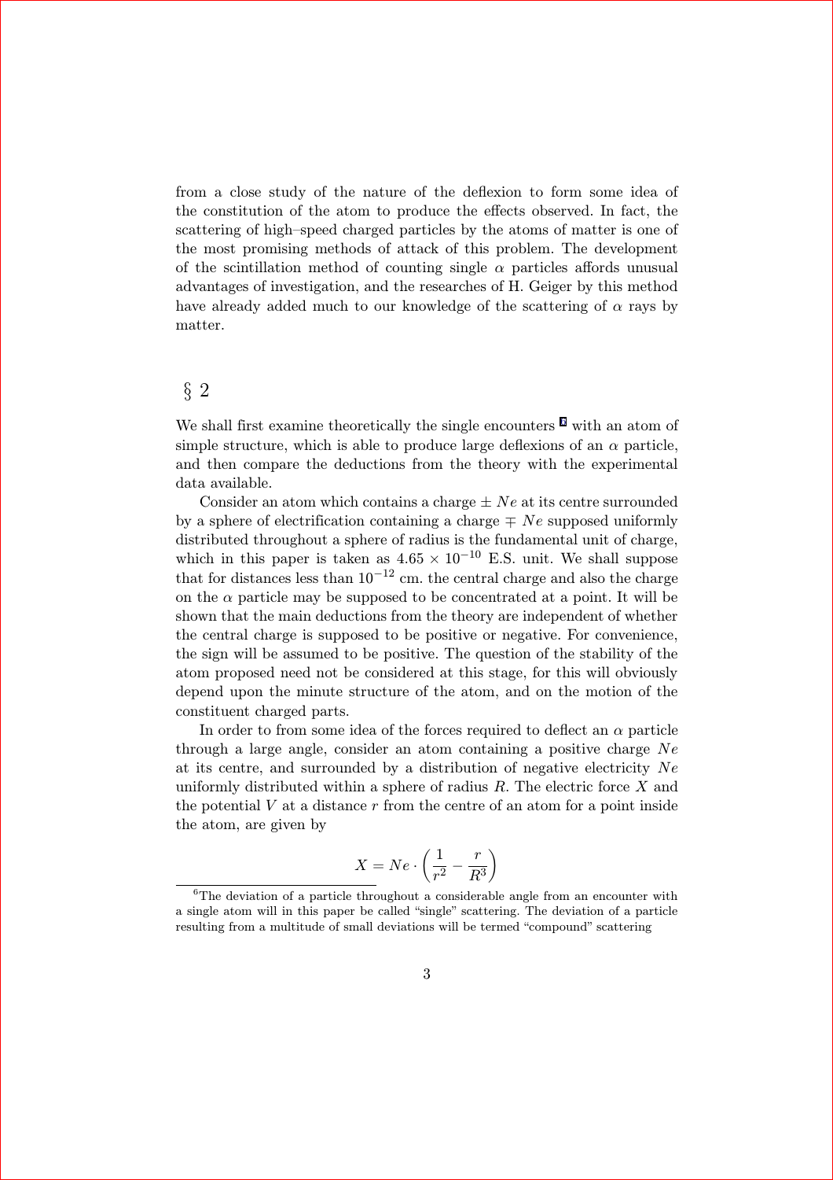from a close study of the nature of the deflexion to form some idea of the constitution of the atom to produce the effects observed. In fact, the scattering of high–speed charged particles by the atoms of matter is one of the most promising methods of attack of this problem. The development of the scintillation method of counting single $\alpha$ particles affords unusual advantages of investigation, and the researches of H. Geiger by this method have already added much to our knowledge of the scattering of $\alpha$ rays by matter.

## § 2

We shall first examine theoretically the single encounters [6] with an atom of simple structure, which is able to produce large deflexions of an $\alpha$ particle, and then compare the deductions from the theory with the experimental data available.

Consider an atom which contains a charge $\pm Ne$ at its centre surrounded by a sphere of electrification containing a charge $\mp Ne$ supposed uniformly distributed throughout a sphere of radius is the fundamental unit of charge, which in this paper is taken as $4.65 \times 10^{-10}$ E.S. unit. We shall suppose that for distances less than $10^{-12}$ cm. the central charge and also the charge on the $\alpha$ particle may be supposed to be concentrated at a point. It will be shown that the main deductions from the theory are independent of whether the central charge is supposed to be positive or negative. For convenience, the sign will be assumed to be positive. The question of the stability of the atom proposed need not be considered at this stage, for this will obviously depend upon the minute structure of the atom, and on the motion of the constituent charged parts.

In order to from some idea of the forces required to deflect an $\alpha$ particle through a large angle, consider an atom containing a positive charge $Ne$ at its centre, and surrounded by a distribution of negative electricity $Ne$ uniformly distributed within a sphere of radius $R$. The electric force $X$ and the potential $V$ at a distance $r$ from the centre of an atom for a point inside the atom, are given by

$$X = Ne \cdot \left( \frac{1}{r^2} - \frac{r}{R^3} \right)$$

[6] The deviation of a particle throughout a considerable angle from an encounter with a single atom will in this paper be called "single" scattering. The deviation of a particle resulting from a multitude of small deviations will be termed "compound" scattering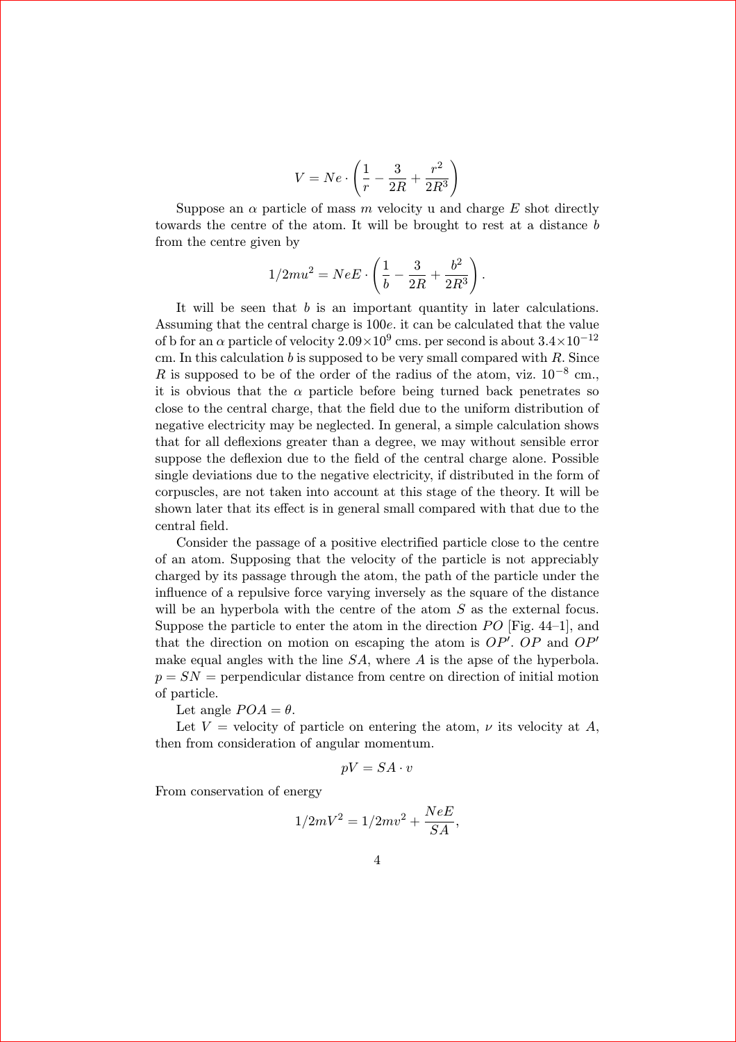$$V = Ne \cdot \left( \frac{1}{r} - \frac{3}{2R} + \frac{r^2}{2R^3} \right)$$

Suppose an $\alpha$ particle of mass $m$ velocity u and charge $E$ shot directly towards the centre of the atom. It will be brought to rest at a distance $b$ from the centre given by

$$1/2mu^2 = NeE \cdot \left( \frac{1}{b} - \frac{3}{2R} + \frac{b^2}{2R^3} \right).$$

It will be seen that $b$ is an important quantity in later calculations. Assuming that the central charge is $100e$. it can be calculated that the value of b for an $\alpha$ particle of velocity $2.09 \times 10^9$ cms. per second is about $3.4 \times 10^{-12}$ cm. In this calculation $b$ is supposed to be very small compared with $R$. Since $R$ is supposed to be of the order of the radius of the atom, viz. $10^{-8}$ cm., it is obvious that the $\alpha$ particle before being turned back penetrates so close to the central charge, that the field due to the uniform distribution of negative electricity may be neglected. In general, a simple calculation shows that for all deflexions greater than a degree, we may without sensible error suppose the deflexion due to the field of the central charge alone. Possible single deviations due to the negative electricity, if distributed in the form of corpuscles, are not taken into account at this stage of the theory. It will be shown later that its effect is in general small compared with that due to the central field.

Consider the passage of a positive electrified particle close to the centre of an atom. Supposing that the velocity of the particle is not appreciably charged by its passage through the atom, the path of the particle under the influence of a repulsive force varying inversely as the square of the distance will be an hyperbola with the centre of the atom $S$ as the external focus. Suppose the particle to enter the atom in the direction $PO$ [Fig. 44–1], and that the direction on motion on escaping the atom is $OP'$. $OP$ and $OP'$ make equal angles with the line $SA$, where $A$ is the apse of the hyperbola. $p = SN$ = perpendicular distance from centre on direction of initial motion of particle.

Let angle $POA = \theta$.

Let $V$ = velocity of particle on entering the atom, $\nu$ its velocity at $A$, then from consideration of angular momentum.

$$pV = SA \cdot v$$

From conservation of energy

$$1/2mV^2 = 1/2mv^2 + \frac{NeE}{SA},$$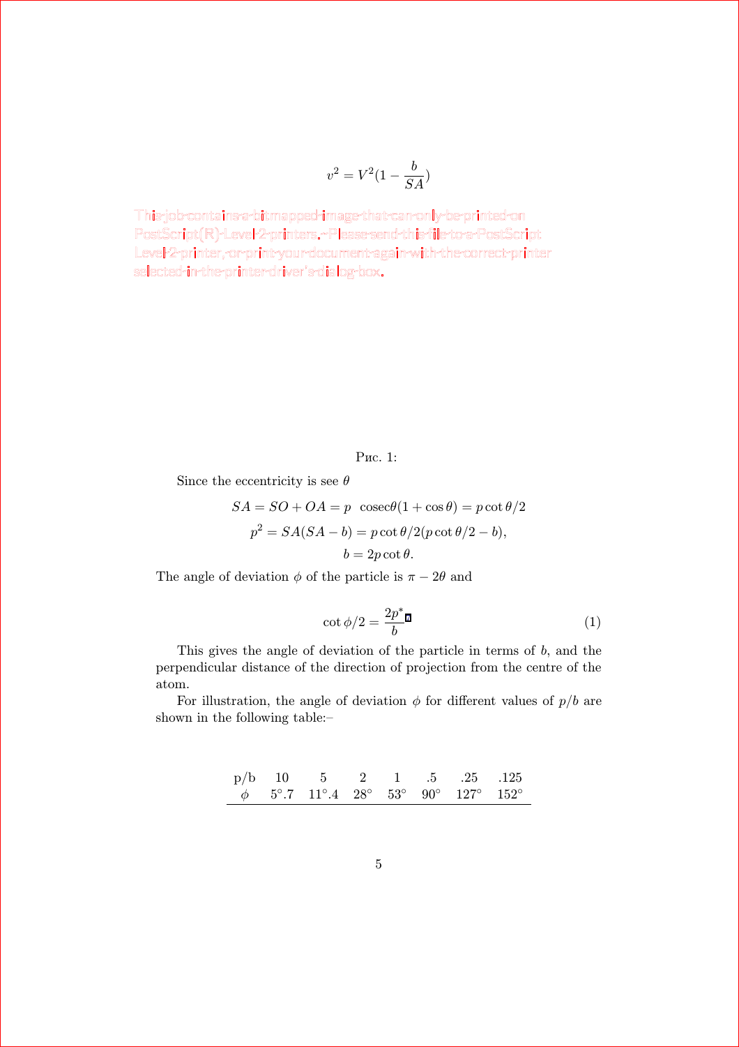$$v^2 = V^2(1 - \frac{b}{SA})$$

This job contains a bitmapped image that can only be printed on PostScript(R) Level 2 printers. Please send this file to a PostScript Level 2 printer, or print your document again with the correct printer selected in the printer driver's dialog box.

Рис. 1:

Since the eccentricity is see $\theta$

$$SA = SO + OA = p \quad \mathrm{cosec}\theta(1 + \cos\theta) = p\cot\theta/2$$

$$p^2 = SA(SA - b) = p\cot\theta/2(p\cot\theta/2 - b),$$

$$b = 2p\cot\theta.$$

The angle of deviation $\phi$ of the particle is $\pi - 2\theta$ and

$$\cot\phi/2 = \frac{2p^*}{b} \tag{1}$$

This gives the angle of deviation of the particle in terms of $b$, and the perpendicular distance of the direction of projection from the centre of the atom.

For illustration, the angle of deviation $\phi$ for different values of $p/b$ are shown in the following table:–

| p/b | 10 | 5 | 2 | 1 | .5 | .25 | .125 |
|---|---|---|---|---|---|---|---|
| $\phi$ | $5^\circ.7$ | $11^\circ.4$ | $28^\circ$ | $53^\circ$ | $90^\circ$ | $127^\circ$ | $152^\circ$ |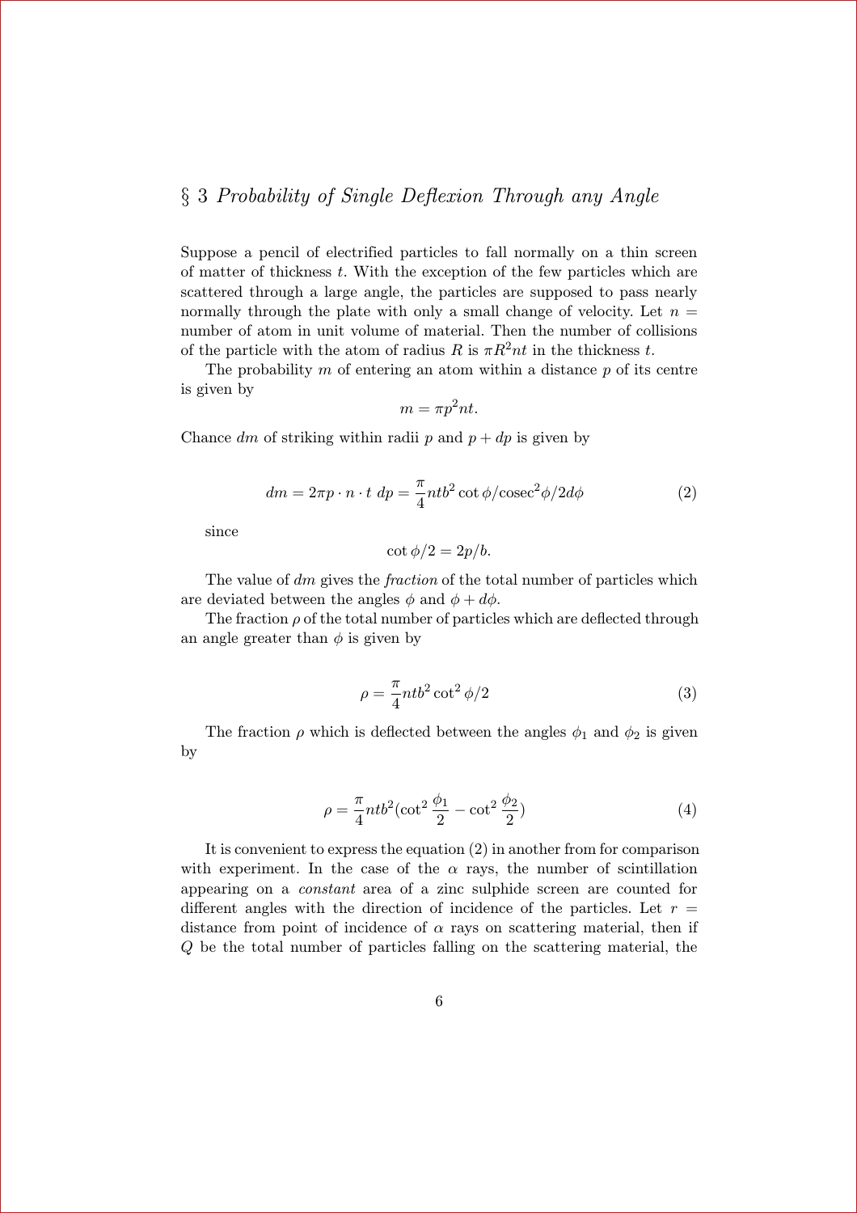## § 3 *Probability of Single Deflexion Through any Angle*

Suppose a pencil of electrified particles to fall normally on a thin screen of matter of thickness $t$. With the exception of the few particles which are scattered through a large angle, the particles are supposed to pass nearly normally through the plate with only a small change of velocity. Let $n =$ number of atom in unit volume of material. Then the number of collisions of the particle with the atom of radius $R$ is $\pi R^2 nt$ in the thickness $t$.

The probability $m$ of entering an atom within a distance $p$ of its centre is given by

$$m = \pi p^2 nt.$$

Chance $dm$ of striking within radii $p$ and $p + dp$ is given by

$$dm = 2\pi p \cdot n \cdot t \; dp = \frac{\pi}{4} ntb^2 \cot\phi/\mathrm{cosec}^2\phi/2 d\phi \tag{2}$$

since

$$\cot\phi/2 = 2p/b.$$

The value of $dm$ gives the *fraction* of the total number of particles which are deviated between the angles $\phi$ and $\phi + d\phi$.

The fraction $\rho$ of the total number of particles which are deflected through an angle greater than $\phi$ is given by

$$\rho = \frac{\pi}{4} ntb^2 \cot^2\phi/2 \tag{3}$$

The fraction $\rho$ which is deflected between the angles $\phi_1$ and $\phi_2$ is given by

$$\rho = \frac{\pi}{4} ntb^2 (\cot^2\frac{\phi_1}{2} - \cot^2\frac{\phi_2}{2}) \tag{4}$$

It is convenient to express the equation (2) in another from for comparison with experiment. In the case of the $\alpha$ rays, the number of scintillation appearing on a *constant* area of a zinc sulphide screen are counted for different angles with the direction of incidence of the particles. Let $r =$ distance from point of incidence of $\alpha$ rays on scattering material, then if $Q$ be the total number of particles falling on the scattering material, the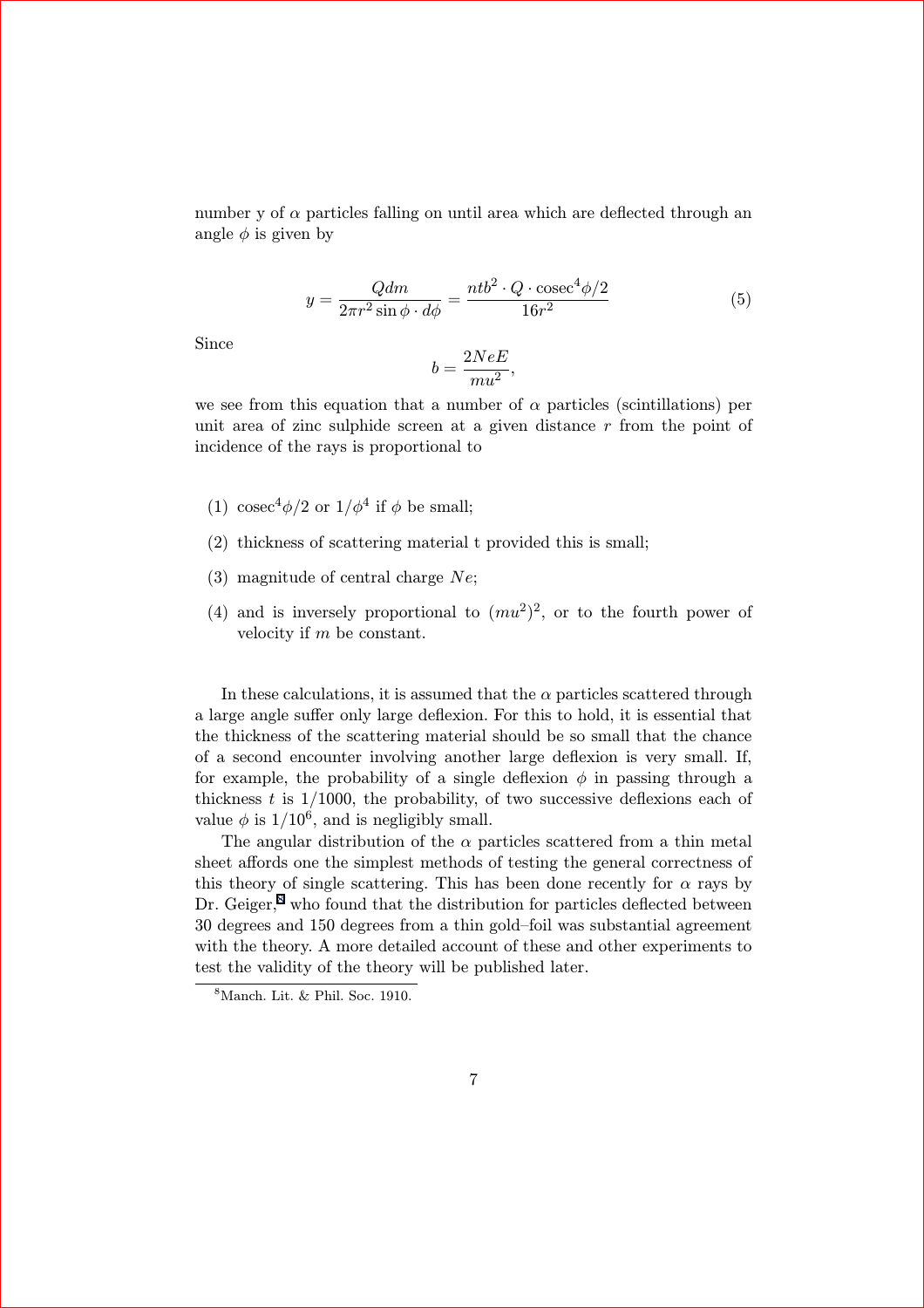number y of $\alpha$ particles falling on until area which are deflected through an angle $\phi$ is given by

$$y = \frac{Qdm}{2\pi r^2 \sin\phi \cdot d\phi} = \frac{ntb^2 \cdot Q \cdot \mathrm{cosec}^4\phi/2}{16r^2} \tag{5}$$

Since

$$b = \frac{2NeE}{mu^2},$$

we see from this equation that a number of $\alpha$ particles (scintillations) per unit area of zinc sulphide screen at a given distance $r$ from the point of incidence of the rays is proportional to

(1) $\mathrm{cosec}^4\phi/2$ or $1/\phi^4$ if $\phi$ be small;

(2) thickness of scattering material t provided this is small;

(3) magnitude of central charge $Ne$;

(4) and is inversely proportional to $(mu^2)^2$, or to the fourth power of velocity if $m$ be constant.

In these calculations, it is assumed that the $\alpha$ particles scattered through a large angle suffer only large deflexion. For this to hold, it is essential that the thickness of the scattering material should be so small that the chance of a second encounter involving another large deflexion is very small. If, for example, the probability of a single deflexion $\phi$ in passing through a thickness $t$ is $1/1000$, the probability, of two successive deflexions each of value $\phi$ is $1/10^6$, and is negligibly small.

The angular distribution of the $\alpha$ particles scattered from a thin metal sheet affords one the simplest methods of testing the general correctness of this theory of single scattering. This has been done recently for $\alpha$ rays by Dr. Geiger,[8] who found that the distribution for particles deflected between 30 degrees and 150 degrees from a thin gold–foil was substantial agreement with the theory. A more detailed account of these and other experiments to test the validity of the theory will be published later.

[8] Manch. Lit. & Phil. Soc. 1910.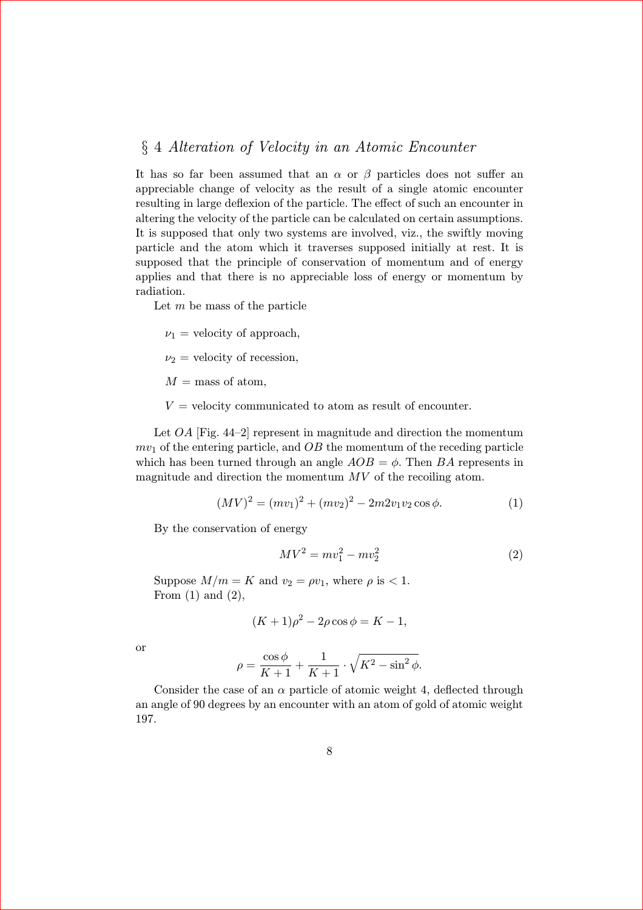## § 4 *Alteration of Velocity in an Atomic Encounter*

It has so far been assumed that an $\alpha$ or $\beta$ particles does not suffer an appreciable change of velocity as the result of a single atomic encounter resulting in large deflexion of the particle. The effect of such an encounter in altering the velocity of the particle can be calculated on certain assumptions. It is supposed that only two systems are involved, viz., the swiftly moving particle and the atom which it traverses supposed initially at rest. It is supposed that the principle of conservation of momentum and of energy applies and that there is no appreciable loss of energy or momentum by radiation.

Let $m$ be mass of the particle

$\nu_1$ = velocity of approach,

$\nu_2$ = velocity of recession,

$M$ = mass of atom,

$V$ = velocity communicated to atom as result of encounter.

Let $OA$ [Fig. 44–2] represent in magnitude and direction the momentum $mv_1$ of the entering particle, and $OB$ the momentum of the receding particle which has been turned through an angle $AOB = \phi$. Then $BA$ represents in magnitude and direction the momentum $MV$ of the recoiling atom.

$$(MV)^2 = (mv_1)^2 + (mv_2)^2 - 2m2v_1v_2\cos\phi. \tag{1}$$

By the conservation of energy

$$MV^2 = mv_1^2 - mv_2^2 \tag{2}$$

Suppose $M/m = K$ and $v_2 = \rho v_1$, where $\rho$ is $< 1$.
From (1) and (2),

$$(K+1)\rho^2 - 2\rho\cos\phi = K - 1,$$

or

$$\rho = \frac{\cos\phi}{K+1} + \frac{1}{K+1}\cdot\sqrt{K^2 - \sin^2\phi}.$$

Consider the case of an $\alpha$ particle of atomic weight 4, deflected through an angle of 90 degrees by an encounter with an atom of gold of atomic weight 197.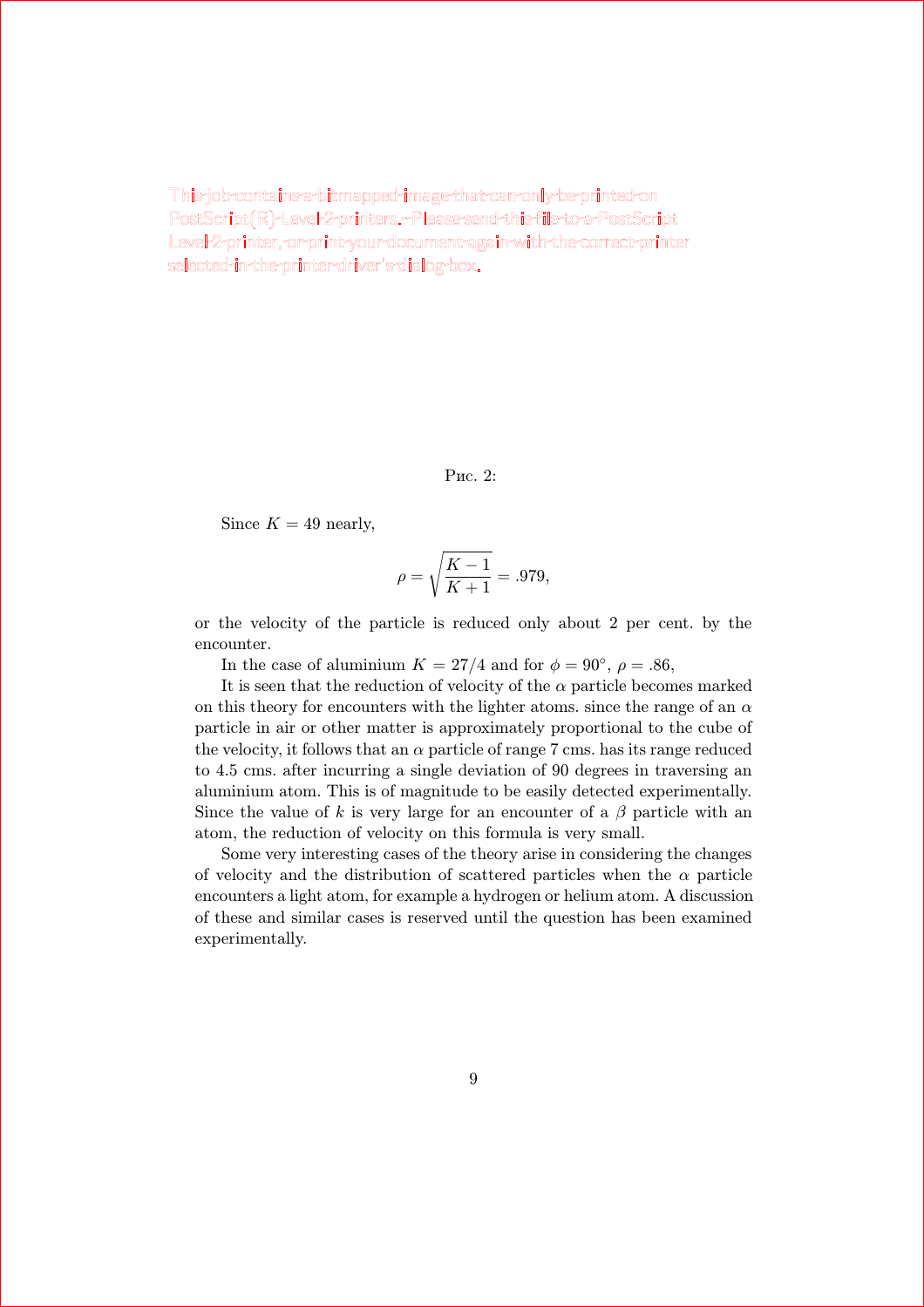This job contains a bitmapped image that can only be printed on PostScript(R) Level 2 printers. Please send this file to a PostScript Level 2 printer, or print your document again with the correct printer selected in the printer driver's dialog box.

Рис. 2:

Since $K = 49$ nearly,

$$\rho = \sqrt{\frac{K-1}{K+1}} = .979,$$

or the velocity of the particle is reduced only about 2 per cent. by the encounter.

In the case of aluminium $K = 27/4$ and for $\phi = 90^\circ$, $\rho = .86$,

It is seen that the reduction of velocity of the $\alpha$ particle becomes marked on this theory for encounters with the lighter atoms. since the range of an $\alpha$ particle in air or other matter is approximately proportional to the cube of the velocity, it follows that an $\alpha$ particle of range 7 cms. has its range reduced to 4.5 cms. after incurring a single deviation of 90 degrees in traversing an aluminium atom. This is of magnitude to be easily detected experimentally. Since the value of $k$ is very large for an encounter of a $\beta$ particle with an atom, the reduction of velocity on this formula is very small.

Some very interesting cases of the theory arise in considering the changes of velocity and the distribution of scattered particles when the $\alpha$ particle encounters a light atom, for example a hydrogen or helium atom. A discussion of these and similar cases is reserved until the question has been examined experimentally.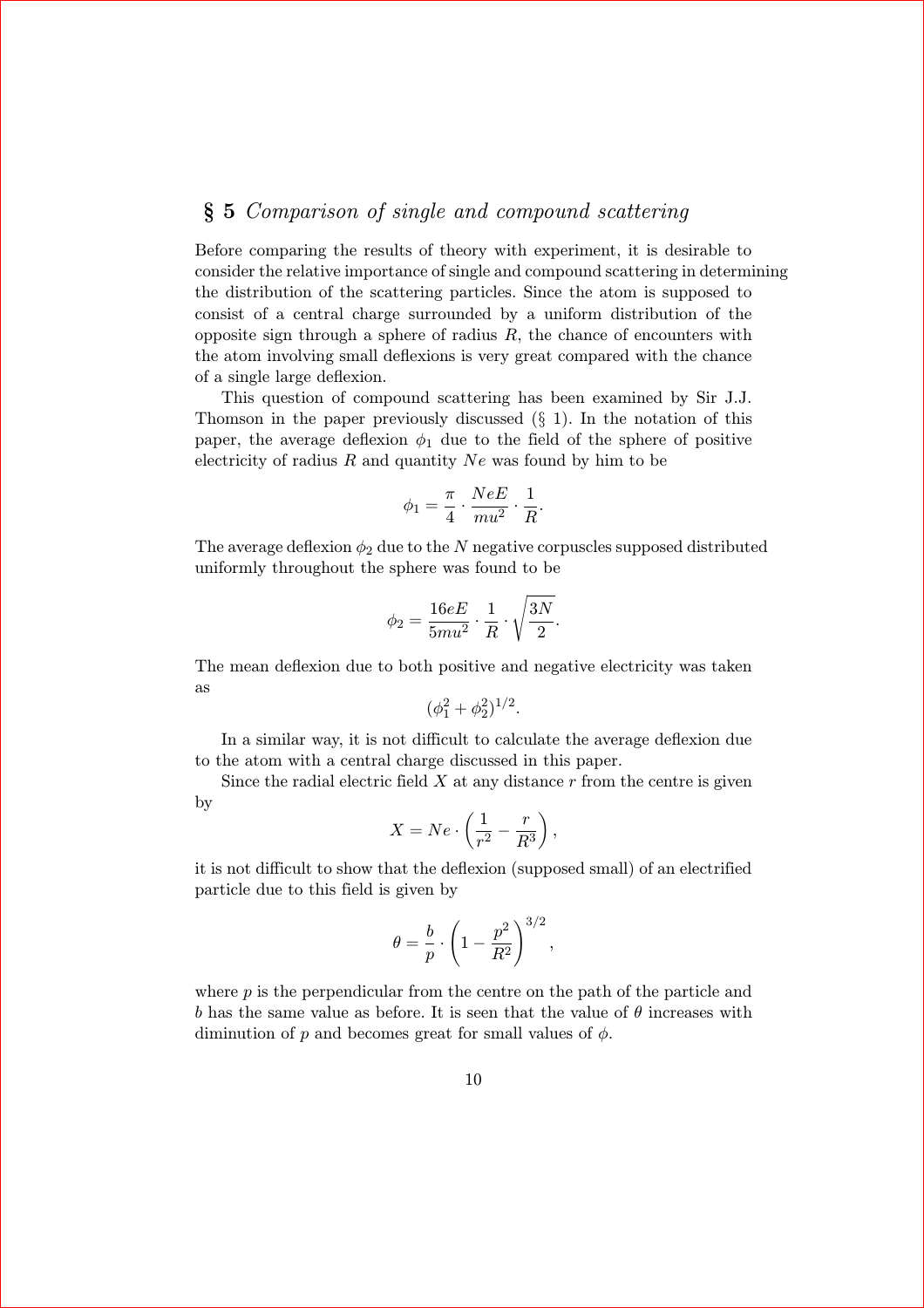## § 5 *Comparison of single and compound scattering*

Before comparing the results of theory with experiment, it is desirable to consider the relative importance of single and compound scattering in determining the distribution of the scattering particles. Since the atom is supposed to consist of a central charge surrounded by a uniform distribution of the opposite sign through a sphere of radius $R$, the chance of encounters with the atom involving small deflexions is very great compared with the chance of a single large deflexion.

This question of compound scattering has been examined by Sir J.J. Thomson in the paper previously discussed (§ 1). In the notation of this paper, the average deflexion $\phi_1$ due to the field of the sphere of positive electricity of radius $R$ and quantity $Ne$ was found by him to be

$$\phi_1 = \frac{\pi}{4} \cdot \frac{NeE}{mu^2} \cdot \frac{1}{R}.$$

The average deflexion $\phi_2$ due to the $N$ negative corpuscles supposed distributed uniformly throughout the sphere was found to be

$$\phi_2 = \frac{16eE}{5mu^2} \cdot \frac{1}{R} \cdot \sqrt{\frac{3N}{2}}.$$

The mean deflexion due to both positive and negative electricity was taken as

$$(\phi_1^2 + \phi_2^2)^{1/2}.$$

In a similar way, it is not difficult to calculate the average deflexion due to the atom with a central charge discussed in this paper.

Since the radial electric field $X$ at any distance $r$ from the centre is given by

$$X = Ne \cdot \left(\frac{1}{r^2} - \frac{r}{R^3}\right),$$

it is not difficult to show that the deflexion (supposed small) of an electrified particle due to this field is given by

$$\theta = \frac{b}{p} \cdot \left(1 - \frac{p^2}{R^2}\right)^{3/2},$$

where $p$ is the perpendicular from the centre on the path of the particle and $b$ has the same value as before. It is seen that the value of $\theta$ increases with diminution of $p$ and becomes great for small values of $\phi$.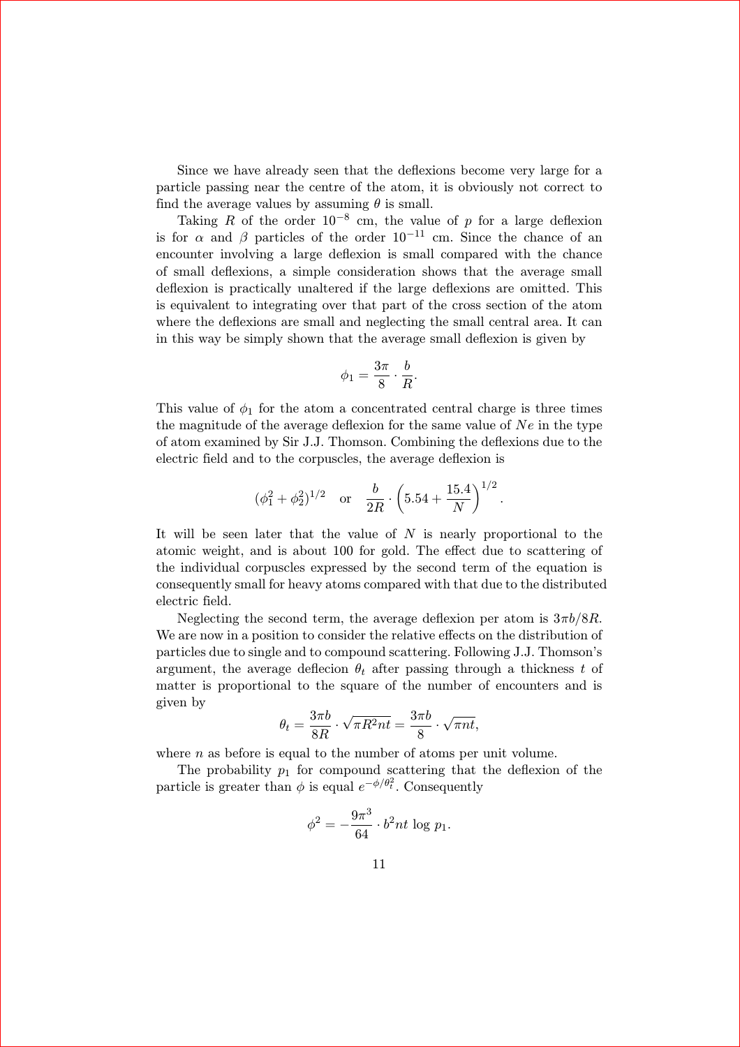Since we have already seen that the deflexions become very large for a particle passing near the centre of the atom, it is obviously not correct to find the average values by assuming $\theta$ is small.

Taking $R$ of the order $10^{-8}$ cm, the value of $p$ for a large deflexion is for $\alpha$ and $\beta$ particles of the order $10^{-11}$ cm. Since the chance of an encounter involving a large deflexion is small compared with the chance of small deflexions, a simple consideration shows that the average small deflexion is practically unaltered if the large deflexions are omitted. This is equivalent to integrating over that part of the cross section of the atom where the deflexions are small and neglecting the small central area. It can in this way be simply shown that the average small deflexion is given by

$$\phi_1 = \frac{3\pi}{8} \cdot \frac{b}{R}.$$

This value of $\phi_1$ for the atom a concentrated central charge is three times the magnitude of the average deflexion for the same value of $Ne$ in the type of atom examined by Sir J.J. Thomson. Combining the deflexions due to the electric field and to the corpuscles, the average deflexion is

$$(\phi_1^2 + \phi_2^2)^{1/2} \quad \text{or} \quad \frac{b}{2R} \cdot \left(5.54 + \frac{15.4}{N}\right)^{1/2}.$$

It will be seen later that the value of $N$ is nearly proportional to the atomic weight, and is about 100 for gold. The effect due to scattering of the individual corpuscles expressed by the second term of the equation is consequently small for heavy atoms compared with that due to the distributed electric field.

Neglecting the second term, the average deflexion per atom is $3\pi b/8R$. We are now in a position to consider the relative effects on the distribution of particles due to single and to compound scattering. Following J.J. Thomson's argument, the average deflecion $\theta_t$ after passing through a thickness $t$ of matter is proportional to the square of the number of encounters and is given by

$$\theta_t = \frac{3\pi b}{8R} \cdot \sqrt{\pi R^2 nt} = \frac{3\pi b}{8} \cdot \sqrt{\pi nt},$$

where $n$ as before is equal to the number of atoms per unit volume.

The probability $p_1$ for compound scattering that the deflexion of the particle is greater than $\phi$ is equal $e^{-\phi/\theta_t^2}$. Consequently

$$\phi^2 = -\frac{9\pi^3}{64} \cdot b^2 nt \log p_1.$$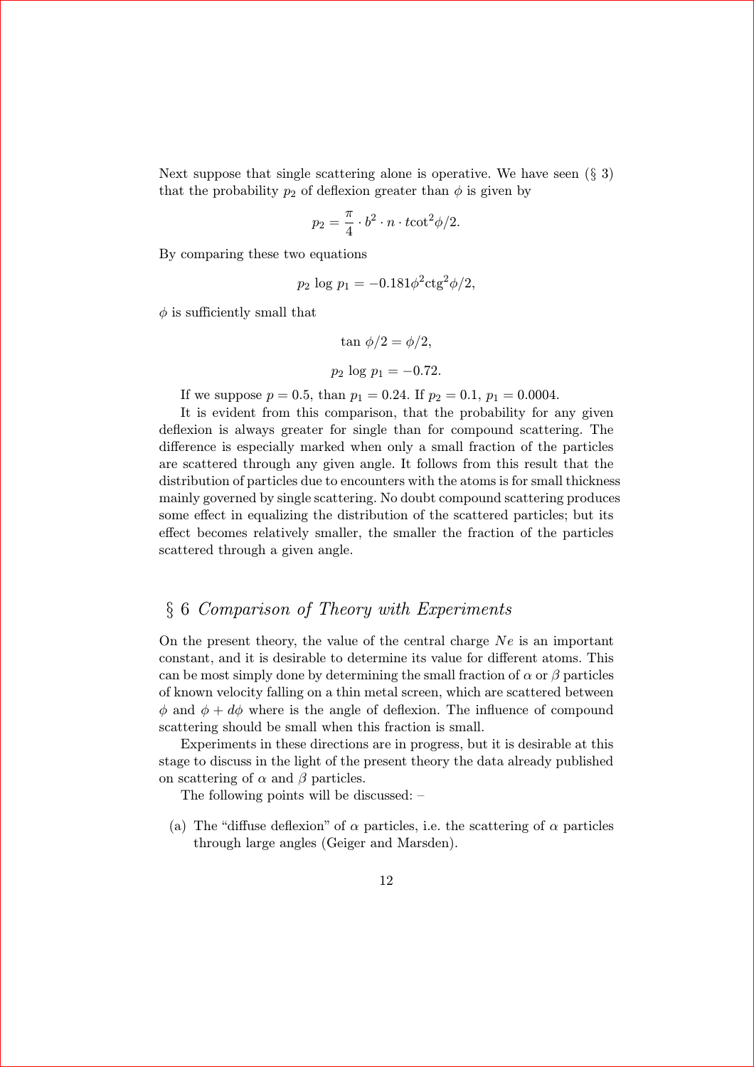Next suppose that single scattering alone is operative. We have seen (§ 3) that the probability $p_2$ of deflexion greater than $\phi$ is given by

$$p_2 = \frac{\pi}{4} \cdot b^2 \cdot n \cdot t\cot^2 \phi/2.$$

By comparing these two equations

$$p_2 \log p_1 = -0.181 \phi^2 \mathrm{ctg}^2 \phi/2,$$

$\phi$ is sufficiently small that

$$\tan \phi/2 = \phi/2,$$

$$p_2 \log p_1 = -0.72.$$

If we suppose $p = 0.5$, than $p_1 = 0.24$. If $p_2 = 0.1$, $p_1 = 0.0004$.

It is evident from this comparison, that the probability for any given deflexion is always greater for single than for compound scattering. The difference is especially marked when only a small fraction of the particles are scattered through any given angle. It follows from this result that the distribution of particles due to encounters with the atoms is for small thickness mainly governed by single scattering. No doubt compound scattering produces some effect in equalizing the distribution of the scattered particles; but its effect becomes relatively smaller, the smaller the fraction of the particles scattered through a given angle.

## § 6 *Comparison of Theory with Experiments*

On the present theory, the value of the central charge $Ne$ is an important constant, and it is desirable to determine its value for different atoms. This can be most simply done by determining the small fraction of $\alpha$ or $\beta$ particles of known velocity falling on a thin metal screen, which are scattered between $\phi$ and $\phi + d\phi$ where is the angle of deflexion. The influence of compound scattering should be small when this fraction is small.

Experiments in these directions are in progress, but it is desirable at this stage to discuss in the light of the present theory the data already published on scattering of $\alpha$ and $\beta$ particles.

The following points will be discussed: –

(a) The "diffuse deflexion" of $\alpha$ particles, i.e. the scattering of $\alpha$ particles through large angles (Geiger and Marsden).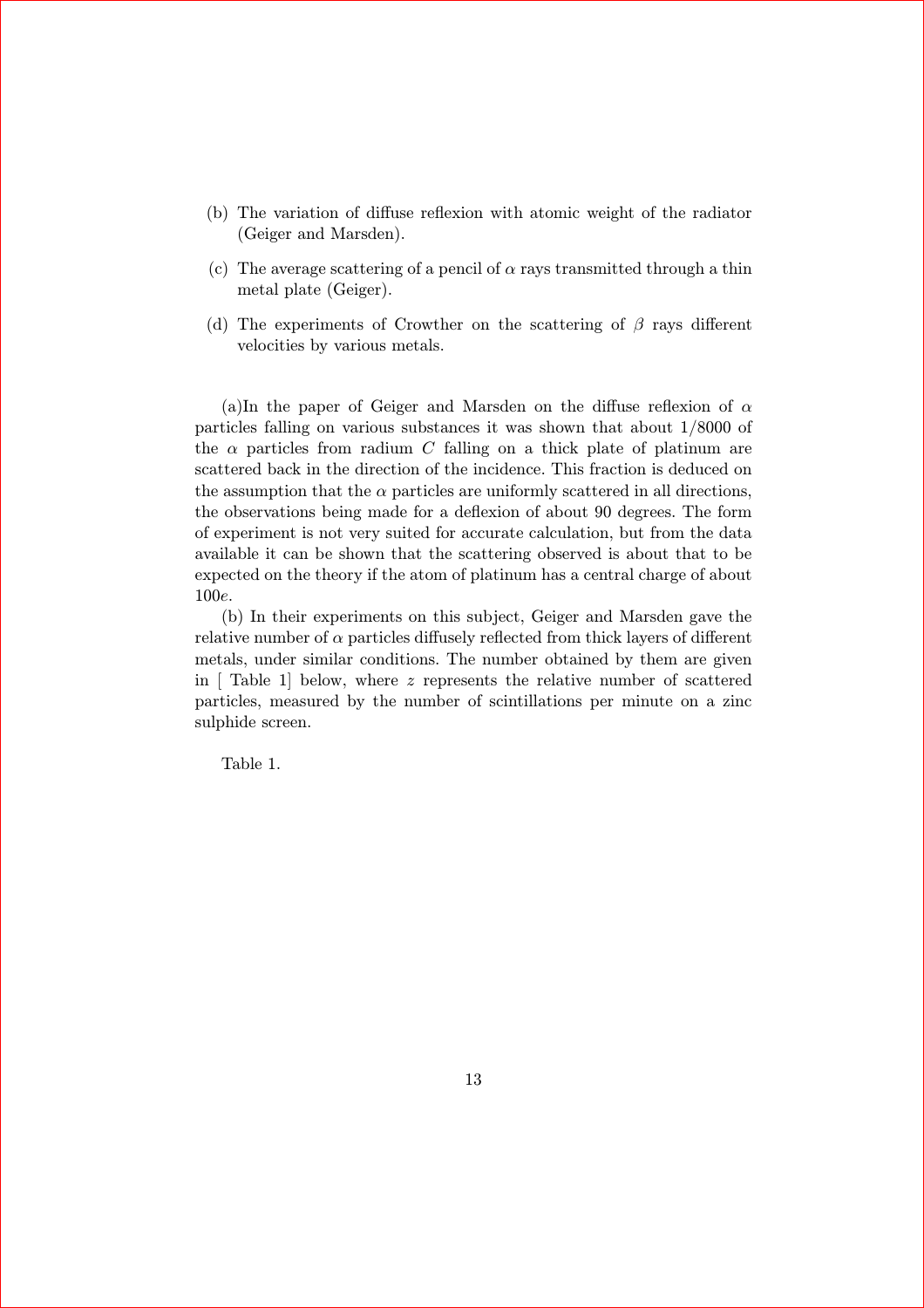(b) The variation of diffuse reflexion with atomic weight of the radiator (Geiger and Marsden).

(c) The average scattering of a pencil of $\alpha$ rays transmitted through a thin metal plate (Geiger).

(d) The experiments of Crowther on the scattering of $\beta$ rays different velocities by various metals.

(a)In the paper of Geiger and Marsden on the diffuse reflexion of $\alpha$ particles falling on various substances it was shown that about 1/8000 of the $\alpha$ particles from radium $C$ falling on a thick plate of platinum are scattered back in the direction of the incidence. This fraction is deduced on the assumption that the $\alpha$ particles are uniformly scattered in all directions, the observations being made for a deflexion of about 90 degrees. The form of experiment is not very suited for accurate calculation, but from the data available it can be shown that the scattering observed is about that to be expected on the theory if the atom of platinum has a central charge of about $100e$.

(b) In their experiments on this subject, Geiger and Marsden gave the relative number of $\alpha$ particles diffusely reflected from thick layers of different metals, under similar conditions. The number obtained by them are given in [ Table 1] below, where $z$ represents the relative number of scattered particles, measured by the number of scintillations per minute on a zinc sulphide screen.

Table 1.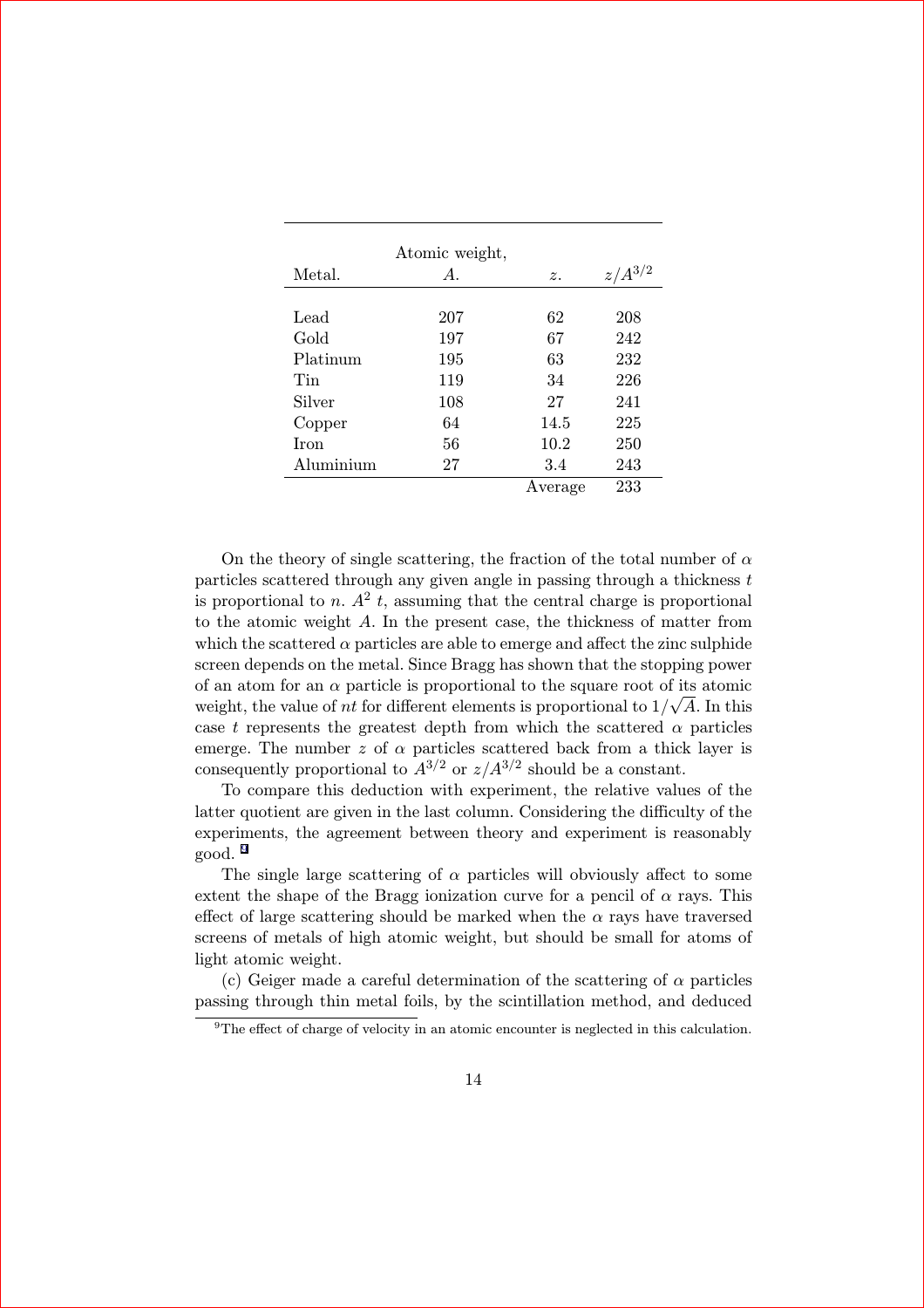| Metal. | Atomic weight, $A$. | $z$. | $z/A^{3/2}$ |
|---|---|---|---|
| Lead | 207 | 62 | 208 |
| Gold | 197 | 67 | 242 |
| Platinum | 195 | 63 | 232 |
| Tin | 119 | 34 | 226 |
| Silver | 108 | 27 | 241 |
| Copper | 64 | 14.5 | 225 |
| Iron | 56 | 10.2 | 250 |
| Aluminium | 27 | 3.4 | 243 |
| | | Average | 233 |

On the theory of single scattering, the fraction of the total number of $\alpha$ particles scattered through any given angle in passing through a thickness $t$ is proportional to $n.\ A^2\ t$, assuming that the central charge is proportional to the atomic weight $A$. In the present case, the thickness of matter from which the scattered $\alpha$ particles are able to emerge and affect the zinc sulphide screen depends on the metal. Since Bragg has shown that the stopping power of an atom for an $\alpha$ particle is proportional to the square root of its atomic weight, the value of $nt$ for different elements is proportional to $1/\sqrt{A}$. In this case $t$ represents the greatest depth from which the scattered $\alpha$ particles emerge. The number $z$ of $\alpha$ particles scattered back from a thick layer is consequently proportional to $A^{3/2}$ or $z/A^{3/2}$ should be a constant.

To compare this deduction with experiment, the relative values of the latter quotient are given in the last column. Considering the difficulty of the experiments, the agreement between theory and experiment is reasonably good. [9]

The single large scattering of $\alpha$ particles will obviously affect to some extent the shape of the Bragg ionization curve for a pencil of $\alpha$ rays. This effect of large scattering should be marked when the $\alpha$ rays have traversed screens of metals of high atomic weight, but should be small for atoms of light atomic weight.

(c) Geiger made a careful determination of the scattering of $\alpha$ particles passing through thin metal foils, by the scintillation method, and deduced

[9] The effect of charge of velocity in an atomic encounter is neglected in this calculation.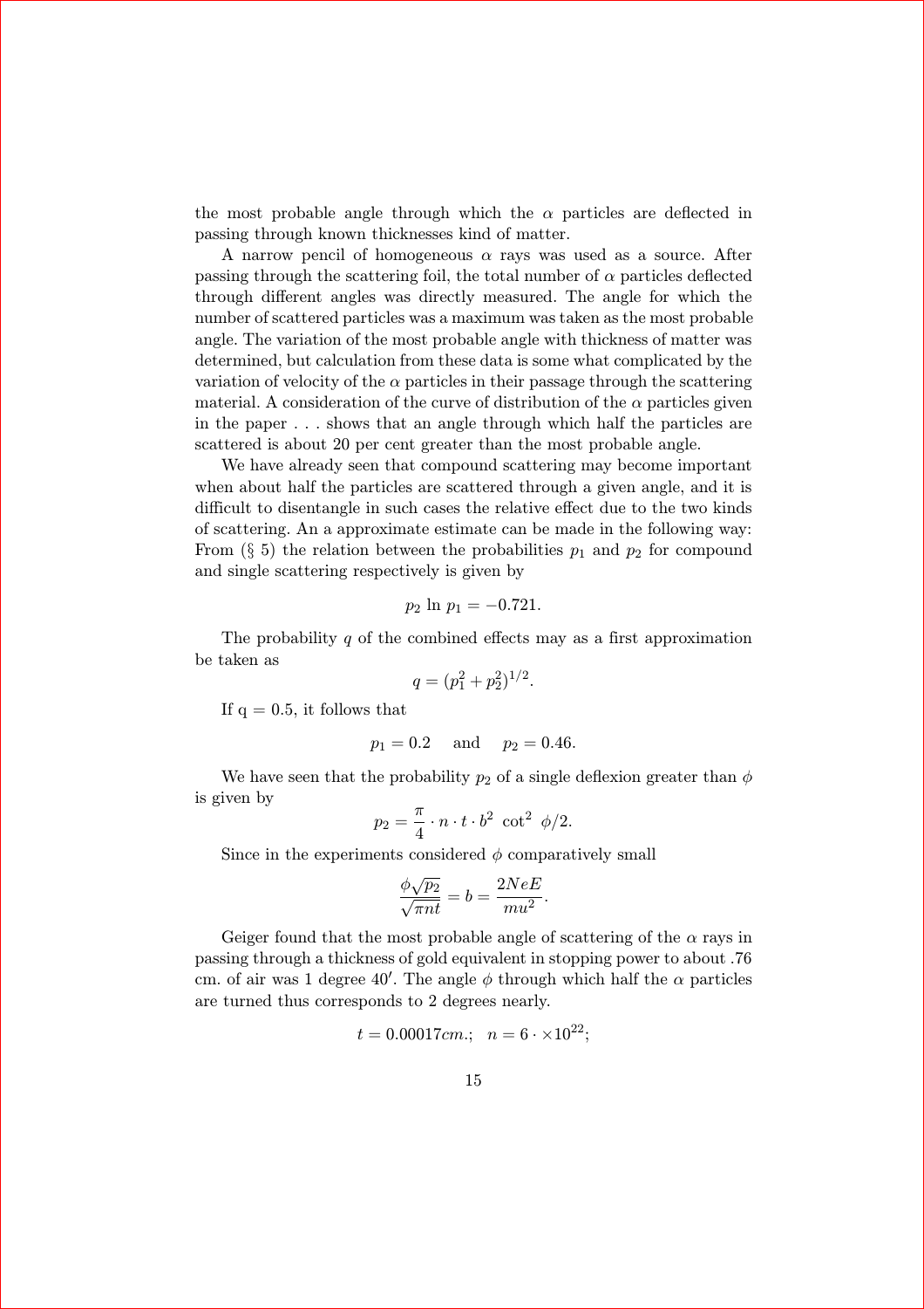the most probable angle through which the $\alpha$ particles are deflected in passing through known thicknesses kind of matter.

A narrow pencil of homogeneous $\alpha$ rays was used as a source. After passing through the scattering foil, the total number of $\alpha$ particles deflected through different angles was directly measured. The angle for which the number of scattered particles was a maximum was taken as the most probable angle. The variation of the most probable angle with thickness of matter was determined, but calculation from these data is some what complicated by the variation of velocity of the $\alpha$ particles in their passage through the scattering material. A consideration of the curve of distribution of the $\alpha$ particles given in the paper . . . shows that an angle through which half the particles are scattered is about 20 per cent greater than the most probable angle.

We have already seen that compound scattering may become important when about half the particles are scattered through a given angle, and it is difficult to disentangle in such cases the relative effect due to the two kinds of scattering. An a approximate estimate can be made in the following way: From (§ 5) the relation between the probabilities $p_1$ and $p_2$ for compound and single scattering respectively is given by

$$p_2 \ln p_1 = -0.721.$$

The probability $q$ of the combined effects may as a first approximation be taken as

$$q = (p_1^2 + p_2^2)^{1/2}.$$

If q = 0.5, it follows that

$$p_1 = 0.2 \quad \text{and} \quad p_2 = 0.46.$$

We have seen that the probability $p_2$ of a single deflexion greater than $\phi$ is given by

$$p_2 = \frac{\pi}{4} \cdot n \cdot t \cdot b^2 \ \cot^2 \ \phi/2.$$

Since in the experiments considered $\phi$ comparatively small

$$\frac{\phi\sqrt{p_2}}{\sqrt{\pi n t}} = b = \frac{2NeE}{mu^2}.$$

Geiger found that the most probable angle of scattering of the $\alpha$ rays in passing through a thickness of gold equivalent in stopping power to about .76 cm. of air was 1 degree 40′. The angle $\phi$ through which half the $\alpha$ particles are turned thus corresponds to 2 degrees nearly.

$$t = 0.00017 cm.; \quad n = 6 \cdot \times 10^{22};$$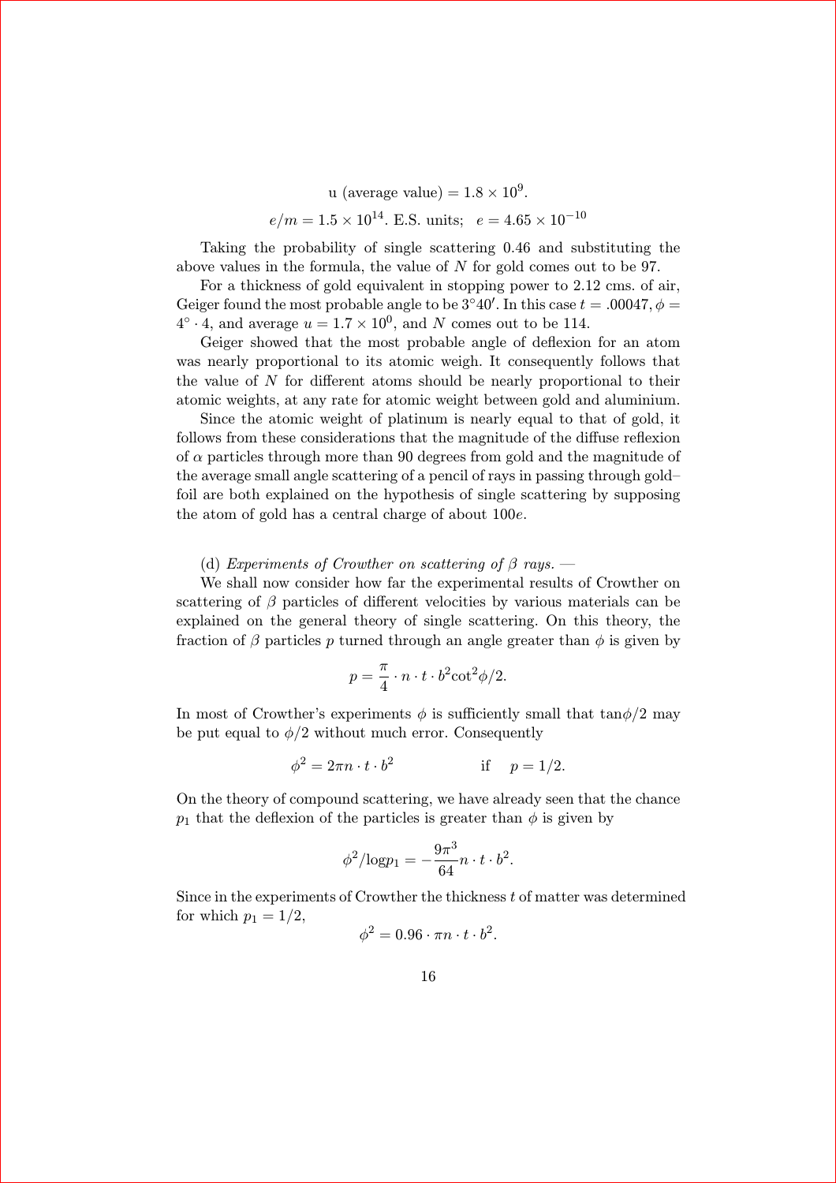$$\text{u (average value)} = 1.8 \times 10^9.$$

$$e/m = 1.5 \times 10^{14}. \text{ E.S. units;} \quad e = 4.65 \times 10^{-10}$$

Taking the probability of single scattering 0.46 and substituting the above values in the formula, the value of $N$ for gold comes out to be 97.

For a thickness of gold equivalent in stopping power to 2.12 cms. of air, Geiger found the most probable angle to be $3°40'$. In this case $t = .00047, \phi = 4° \cdot 4$, and average $u = 1.7 \times 10^0$, and $N$ comes out to be 114.

Geiger showed that the most probable angle of deflexion for an atom was nearly proportional to its atomic weigh. It consequently follows that the value of $N$ for different atoms should be nearly proportional to their atomic weights, at any rate for atomic weight between gold and aluminium.

Since the atomic weight of platinum is nearly equal to that of gold, it follows from these considerations that the magnitude of the diffuse reflexion of $\alpha$ particles through more than 90 degrees from gold and the magnitude of the average small angle scattering of a pencil of rays in passing through gold–foil are both explained on the hypothesis of single scattering by supposing the atom of gold has a central charge of about $100e$.

(d) *Experiments of Crowther on scattering of $\beta$ rays. —*

We shall now consider how far the experimental results of Crowther on scattering of $\beta$ particles of different velocities by various materials can be explained on the general theory of single scattering. On this theory, the fraction of $\beta$ particles $p$ turned through an angle greater than $\phi$ is given by

$$p = \frac{\pi}{4} \cdot n \cdot t \cdot b^2 \cot^2 \phi/2.$$

In most of Crowther's experiments $\phi$ is sufficiently small that $\tan\phi/2$ may be put equal to $\phi/2$ without much error. Consequently

$$\phi^2 = 2\pi n \cdot t \cdot b^2 \qquad \text{if} \quad p = 1/2.$$

On the theory of compound scattering, we have already seen that the chance $p_1$ that the deflexion of the particles is greater than $\phi$ is given by

$$\phi^2 / \log p_1 = -\frac{9\pi^3}{64} n \cdot t \cdot b^2.$$

Since in the experiments of Crowther the thickness $t$ of matter was determined for which $p_1 = 1/2$,

$$\phi^2 = 0.96 \cdot \pi n \cdot t \cdot b^2.$$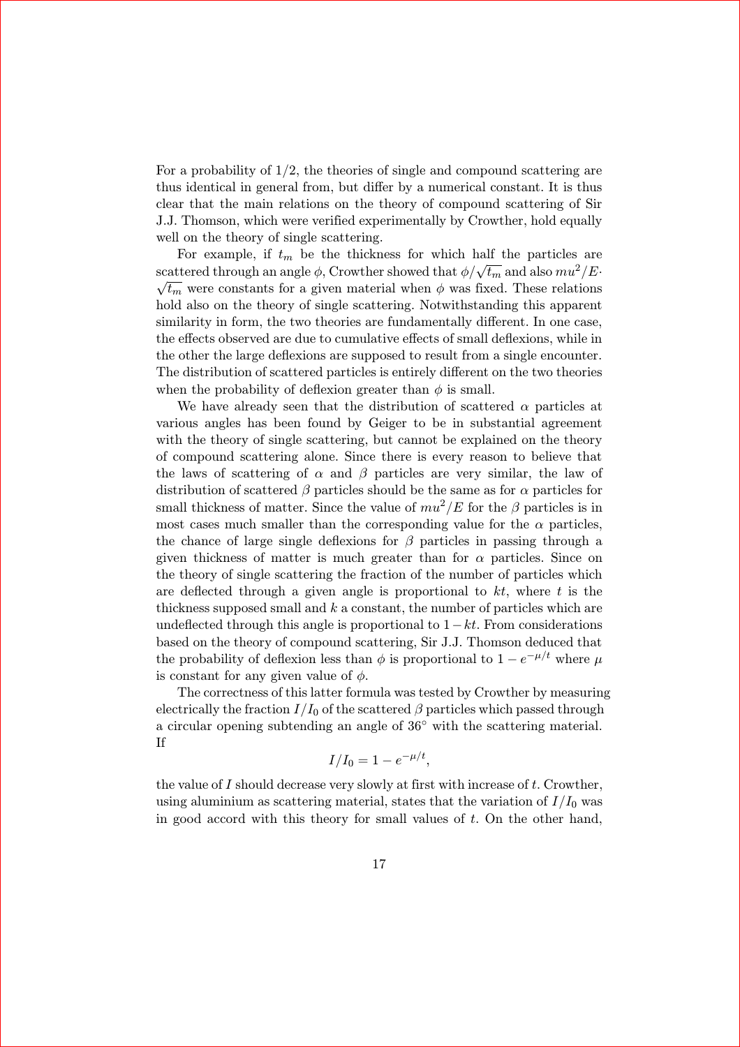For a probability of 1/2, the theories of single and compound scattering are thus identical in general from, but differ by a numerical constant. It is thus clear that the main relations on the theory of compound scattering of Sir J.J. Thomson, which were verified experimentally by Crowther, hold equally well on the theory of single scattering.

For example, if $t_m$ be the thickness for which half the particles are scattered through an angle $\phi$, Crowther showed that $\phi/\sqrt{t_m}$ and also $mu^2/E\cdot\sqrt{t_m}$ were constants for a given material when $\phi$ was fixed. These relations hold also on the theory of single scattering. Notwithstanding this apparent similarity in form, the two theories are fundamentally different. In one case, the effects observed are due to cumulative effects of small deflexions, while in the other the large deflexions are supposed to result from a single encounter. The distribution of scattered particles is entirely different on the two theories when the probability of deflexion greater than $\phi$ is small.

We have already seen that the distribution of scattered $\alpha$ particles at various angles has been found by Geiger to be in substantial agreement with the theory of single scattering, but cannot be explained on the theory of compound scattering alone. Since there is every reason to believe that the laws of scattering of $\alpha$ and $\beta$ particles are very similar, the law of distribution of scattered $\beta$ particles should be the same as for $\alpha$ particles for small thickness of matter. Since the value of $mu^2/E$ for the $\beta$ particles is in most cases much smaller than the corresponding value for the $\alpha$ particles, the chance of large single deflexions for $\beta$ particles in passing through a given thickness of matter is much greater than for $\alpha$ particles. Since on the theory of single scattering the fraction of the number of particles which are deflected through a given angle is proportional to $kt$, where $t$ is the thickness supposed small and $k$ a constant, the number of particles which are undeflected through this angle is proportional to $1-kt$. From considerations based on the theory of compound scattering, Sir J.J. Thomson deduced that the probability of deflexion less than $\phi$ is proportional to $1-e^{-\mu/t}$ where $\mu$ is constant for any given value of $\phi$.

The correctness of this latter formula was tested by Crowther by measuring electrically the fraction $I/I_0$ of the scattered $\beta$ particles which passed through a circular opening subtending an angle of 36° with the scattering material. If

$$I/I_0 = 1 - e^{-\mu/t},$$

the value of $I$ should decrease very slowly at first with increase of $t$. Crowther, using aluminium as scattering material, states that the variation of $I/I_0$ was in good accord with this theory for small values of $t$. On the other hand,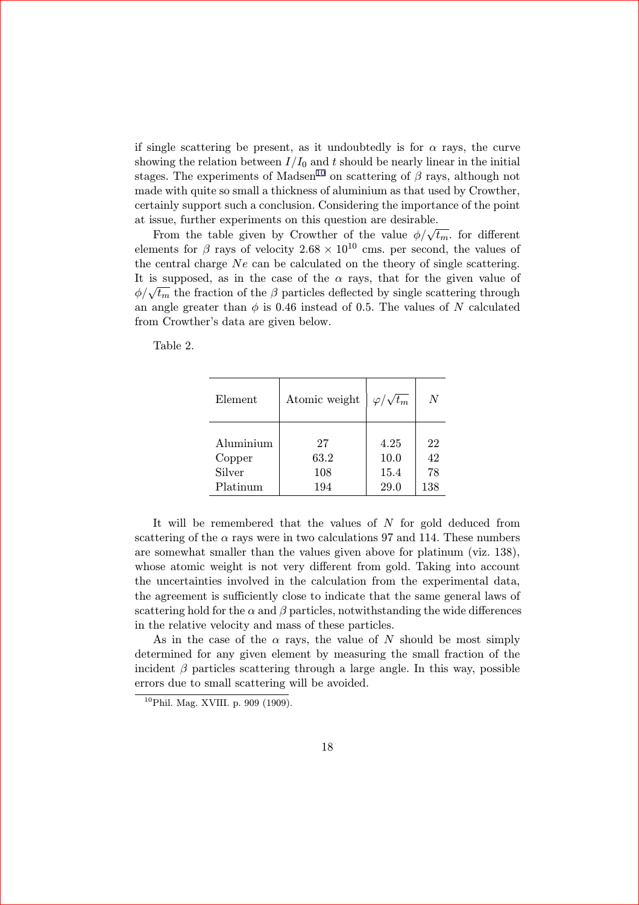if single scattering be present, as it undoubtedly is for $\alpha$ rays, the curve showing the relation between $I/I_0$ and $t$ should be nearly linear in the initial stages. The experiments of Madsen[10] on scattering of $\beta$ rays, although not made with quite so small a thickness of aluminium as that used by Crowther, certainly support such a conclusion. Considering the importance of the point at issue, further experiments on this question are desirable.

From the table given by Crowther of the value $\phi/\sqrt{t_m}$. for different elements for $\beta$ rays of velocity $2.68 \times 10^{10}$ cms. per second, the values of the central charge $Ne$ can be calculated on the theory of single scattering. It is supposed, as in the case of the $\alpha$ rays, that for the given value of $\phi/\sqrt{t_m}$ the fraction of the $\beta$ particles deflected by single scattering through an angle greater than $\phi$ is 0.46 instead of 0.5. The values of $N$ calculated from Crowther's data are given below.

Table 2.

| Element | Atomic weight | $\varphi/\sqrt{t_m}$ | $N$ |
|---|---|---|---|
| Aluminium | 27 | 4.25 | 22 |
| Copper | 63.2 | 10.0 | 42 |
| Silver | 108 | 15.4 | 78 |
| Platinum | 194 | 29.0 | 138 |

It will be remembered that the values of $N$ for gold deduced from scattering of the $\alpha$ rays were in two calculations 97 and 114. These numbers are somewhat smaller than the values given above for platinum (viz. 138), whose atomic weight is not very different from gold. Taking into account the uncertainties involved in the calculation from the experimental data, the agreement is sufficiently close to indicate that the same general laws of scattering hold for the $\alpha$ and $\beta$ particles, notwithstanding the wide differences in the relative velocity and mass of these particles.

As in the case of the $\alpha$ rays, the value of $N$ should be most simply determined for any given element by measuring the small fraction of the incident $\beta$ particles scattering through a large angle. In this way, possible errors due to small scattering will be avoided.

[10] Phil. Mag. XVIII. p. 909 (1909).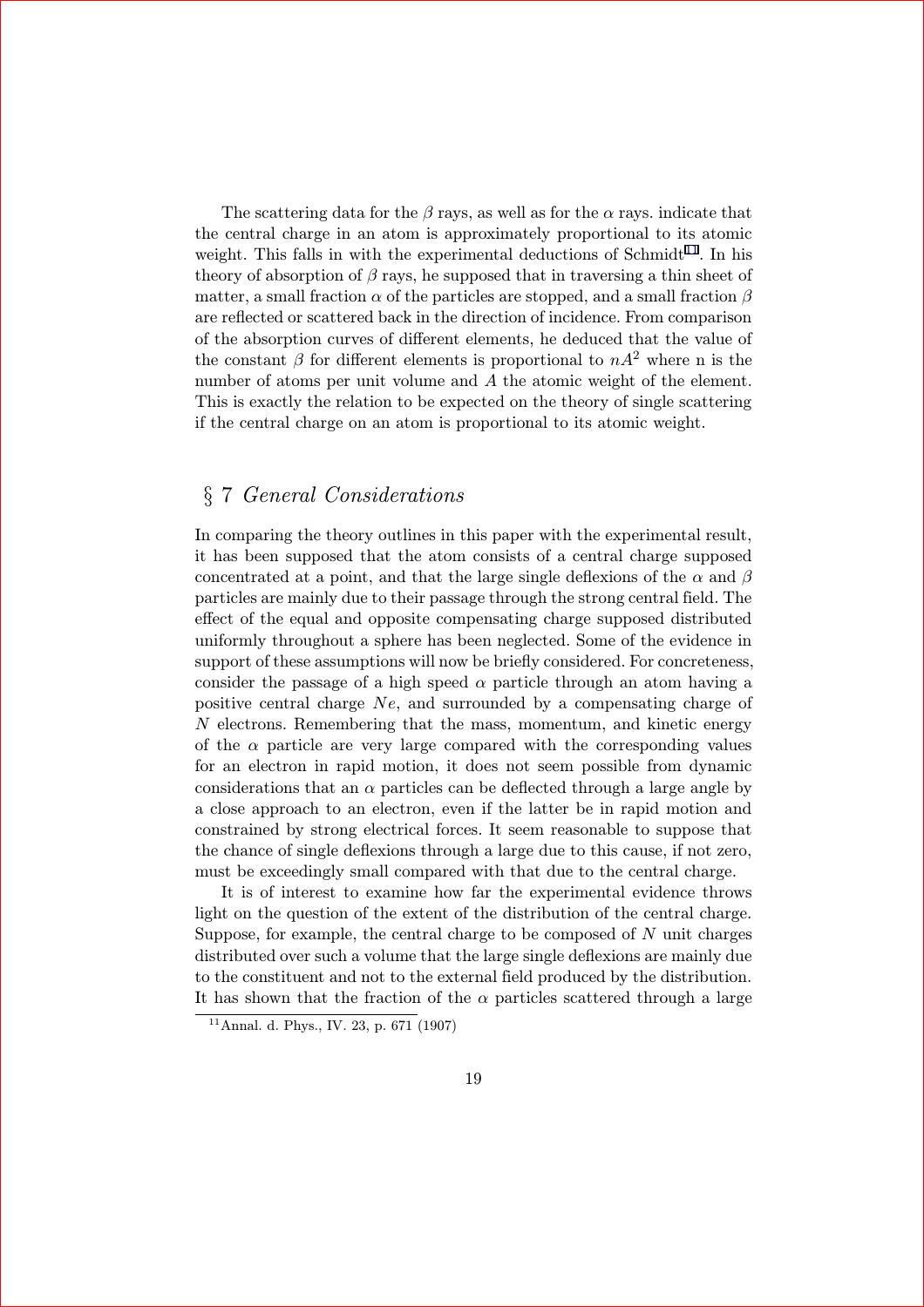The scattering data for the $\beta$ rays, as well as for the $\alpha$ rays. indicate that the central charge in an atom is approximately proportional to its atomic weight. This falls in with the experimental deductions of Schmidt[11]. In his theory of absorption of $\beta$ rays, he supposed that in traversing a thin sheet of matter, a small fraction $\alpha$ of the particles are stopped, and a small fraction $\beta$ are reflected or scattered back in the direction of incidence. From comparison of the absorption curves of different elements, he deduced that the value of the constant $\beta$ for different elements is proportional to $nA^2$ where n is the number of atoms per unit volume and $A$ the atomic weight of the element. This is exactly the relation to be expected on the theory of single scattering if the central charge on an atom is proportional to its atomic weight.

## § 7 *General Considerations*

In comparing the theory outlines in this paper with the experimental result, it has been supposed that the atom consists of a central charge supposed concentrated at a point, and that the large single deflexions of the $\alpha$ and $\beta$ particles are mainly due to their passage through the strong central field. The effect of the equal and opposite compensating charge supposed distributed uniformly throughout a sphere has been neglected. Some of the evidence in support of these assumptions will now be briefly considered. For concreteness, consider the passage of a high speed $\alpha$ particle through an atom having a positive central charge $Ne$, and surrounded by a compensating charge of $N$ electrons. Remembering that the mass, momentum, and kinetic energy of the $\alpha$ particle are very large compared with the corresponding values for an electron in rapid motion, it does not seem possible from dynamic considerations that an $\alpha$ particles can be deflected through a large angle by a close approach to an electron, even if the latter be in rapid motion and constrained by strong electrical forces. It seem reasonable to suppose that the chance of single deflexions through a large due to this cause, if not zero, must be exceedingly small compared with that due to the central charge.

It is of interest to examine how far the experimental evidence throws light on the question of the extent of the distribution of the central charge. Suppose, for example, the central charge to be composed of $N$ unit charges distributed over such a volume that the large single deflexions are mainly due to the constituent and not to the external field produced by the distribution. It has shown that the fraction of the $\alpha$ particles scattered through a large

[11] Annal. d. Phys., IV. 23, p. 671 (1907)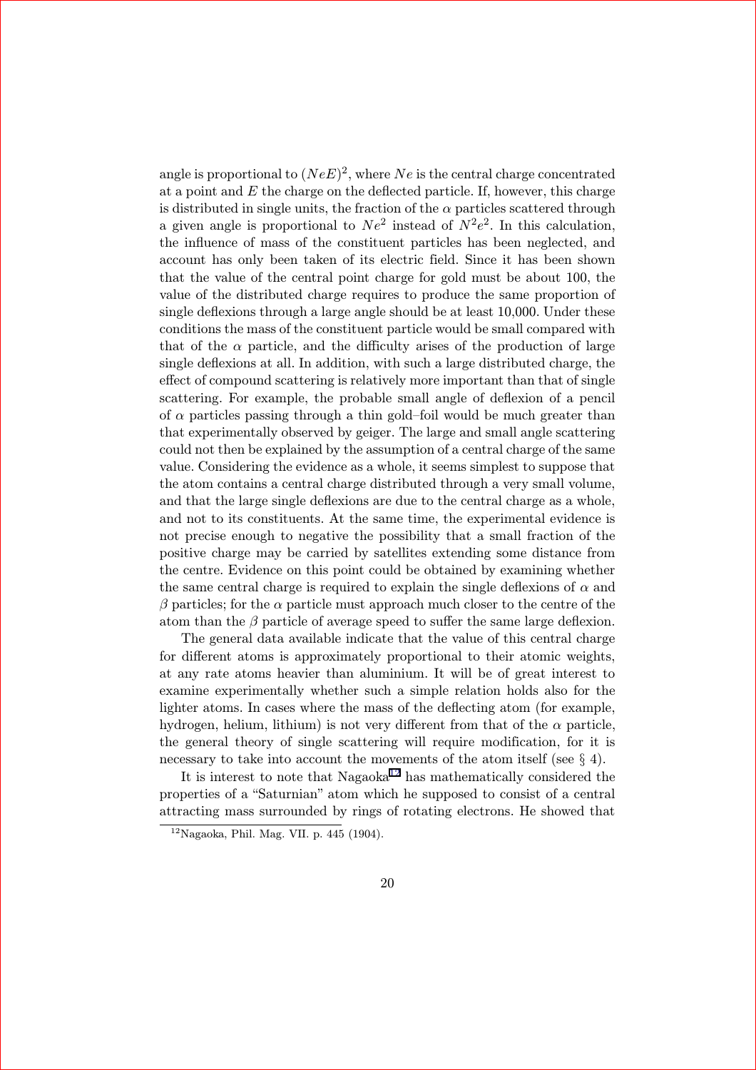angle is proportional to $(NeE)^2$, where $Ne$ is the central charge concentrated at a point and $E$ the charge on the deflected particle. If, however, this charge is distributed in single units, the fraction of the $\alpha$ particles scattered through a given angle is proportional to $Ne^2$ instead of $N^2e^2$. In this calculation, the influence of mass of the constituent particles has been neglected, and account has only been taken of its electric field. Since it has been shown that the value of the central point charge for gold must be about 100, the value of the distributed charge requires to produce the same proportion of single deflexions through a large angle should be at least 10,000. Under these conditions the mass of the constituent particle would be small compared with that of the $\alpha$ particle, and the difficulty arises of the production of large single deflexions at all. In addition, with such a large distributed charge, the effect of compound scattering is relatively more important than that of single scattering. For example, the probable small angle of deflexion of a pencil of $\alpha$ particles passing through a thin gold–foil would be much greater than that experimentally observed by geiger. The large and small angle scattering could not then be explained by the assumption of a central charge of the same value. Considering the evidence as a whole, it seems simplest to suppose that the atom contains a central charge distributed through a very small volume, and that the large single deflexions are due to the central charge as a whole, and not to its constituents. At the same time, the experimental evidence is not precise enough to negative the possibility that a small fraction of the positive charge may be carried by satellites extending some distance from the centre. Evidence on this point could be obtained by examining whether the same central charge is required to explain the single deflexions of $\alpha$ and $\beta$ particles; for the $\alpha$ particle must approach much closer to the centre of the atom than the $\beta$ particle of average speed to suffer the same large deflexion.

The general data available indicate that the value of this central charge for different atoms is approximately proportional to their atomic weights, at any rate atoms heavier than aluminium. It will be of great interest to examine experimentally whether such a simple relation holds also for the lighter atoms. In cases where the mass of the deflecting atom (for example, hydrogen, helium, lithium) is not very different from that of the $\alpha$ particle, the general theory of single scattering will require modification, for it is necessary to take into account the movements of the atom itself (see § 4).

It is interest to note that Nagaoka[12] has mathematically considered the properties of a "Saturnian" atom which he supposed to consist of a central attracting mass surrounded by rings of rotating electrons. He showed that

[12] Nagaoka, Phil. Mag. VII. p. 445 (1904).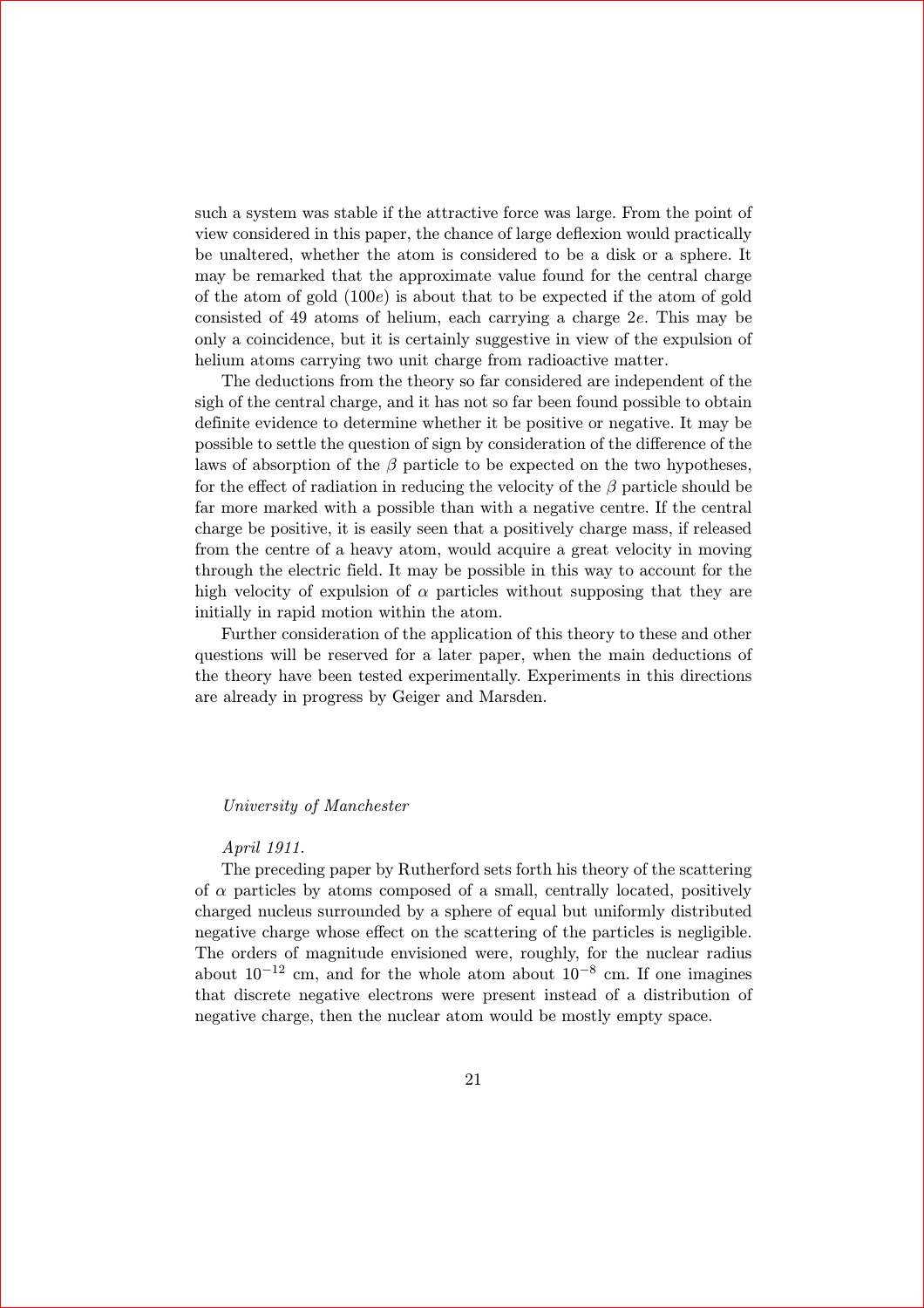such a system was stable if the attractive force was large. From the point of view considered in this paper, the chance of large deflexion would practically be unaltered, whether the atom is considered to be a disk or a sphere. It may be remarked that the approximate value found for the central charge of the atom of gold ($100e$) is about that to be expected if the atom of gold consisted of 49 atoms of helium, each carrying a charge $2e$. This may be only a coincidence, but it is certainly suggestive in view of the expulsion of helium atoms carrying two unit charge from radioactive matter.

The deductions from the theory so far considered are independent of the sigh of the central charge, and it has not so far been found possible to obtain definite evidence to determine whether it be positive or negative. It may be possible to settle the question of sign by consideration of the difference of the laws of absorption of the $\beta$ particle to be expected on the two hypotheses, for the effect of radiation in reducing the velocity of the $\beta$ particle should be far more marked with a possible than with a negative centre. If the central charge be positive, it is easily seen that a positively charge mass, if released from the centre of a heavy atom, would acquire a great velocity in moving through the electric field. It may be possible in this way to account for the high velocity of expulsion of $\alpha$ particles without supposing that they are initially in rapid motion within the atom.

Further consideration of the application of this theory to these and other questions will be reserved for a later paper, when the main deductions of the theory have been tested experimentally. Experiments in this directions are already in progress by Geiger and Marsden.

*University of Manchester*

*April 1911.*

The preceding paper by Rutherford sets forth his theory of the scattering of $\alpha$ particles by atoms composed of a small, centrally located, positively charged nucleus surrounded by a sphere of equal but uniformly distributed negative charge whose effect on the scattering of the particles is negligible. The orders of magnitude envisioned were, roughly, for the nuclear radius about $10^{-12}$ cm, and for the whole atom about $10^{-8}$ cm. If one imagines that discrete negative electrons were present instead of a distribution of negative charge, then the nuclear atom would be mostly empty space.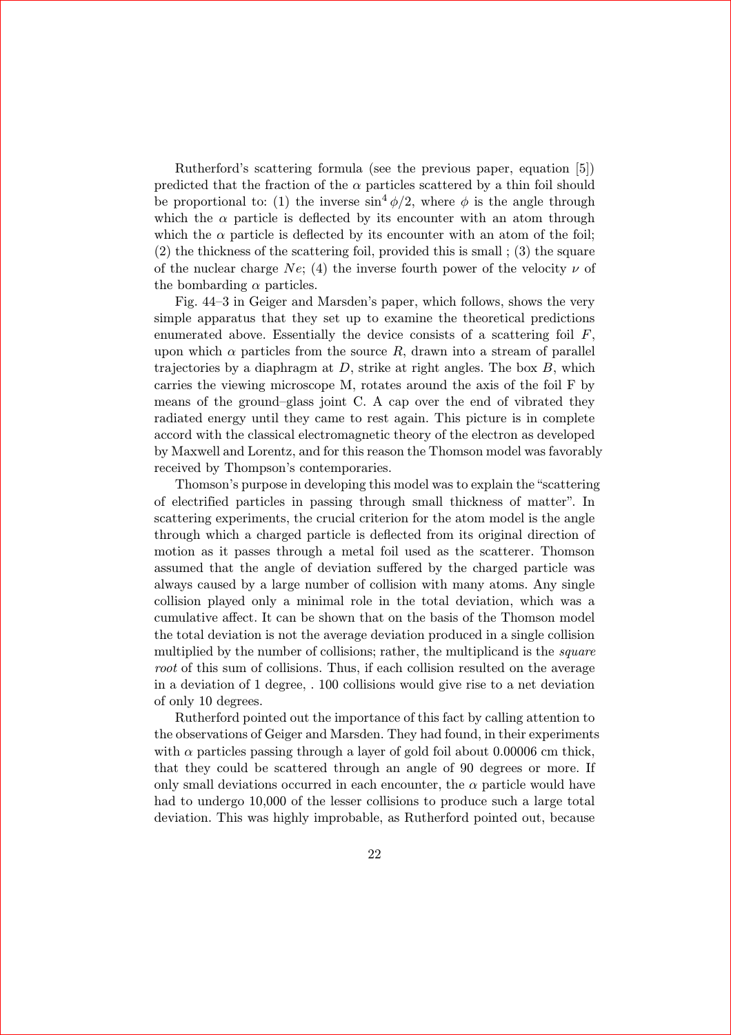Rutherford's scattering formula (see the previous paper, equation [5]) predicted that the fraction of the $\alpha$ particles scattered by a thin foil should be proportional to: (1) the inverse $\sin^4 \phi/2$, where $\phi$ is the angle through which the $\alpha$ particle is deflected by its encounter with an atom through which the $\alpha$ particle is deflected by its encounter with an atom of the foil; (2) the thickness of the scattering foil, provided this is small ; (3) the square of the nuclear charge $Ne$; (4) the inverse fourth power of the velocity $\nu$ of the bombarding $\alpha$ particles.

Fig. 44–3 in Geiger and Marsden's paper, which follows, shows the very simple apparatus that they set up to examine the theoretical predictions enumerated above. Essentially the device consists of a scattering foil $F$, upon which $\alpha$ particles from the source $R$, drawn into a stream of parallel trajectories by a diaphragm at $D$, strike at right angles. The box $B$, which carries the viewing microscope M, rotates around the axis of the foil F by means of the ground–glass joint C. A cap over the end of vibrated they radiated energy until they came to rest again. This picture is in complete accord with the classical electromagnetic theory of the electron as developed by Maxwell and Lorentz, and for this reason the Thomson model was favorably received by Thompson's contemporaries.

Thomson's purpose in developing this model was to explain the "scattering of electrified particles in passing through small thickness of matter". In scattering experiments, the crucial criterion for the atom model is the angle through which a charged particle is deflected from its original direction of motion as it passes through a metal foil used as the scatterer. Thomson assumed that the angle of deviation suffered by the charged particle was always caused by a large number of collision with many atoms. Any single collision played only a minimal role in the total deviation, which was a cumulative affect. It can be shown that on the basis of the Thomson model the total deviation is not the average deviation produced in a single collision multiplied by the number of collisions; rather, the multiplicand is the *square root* of this sum of collisions. Thus, if each collision resulted on the average in a deviation of 1 degree, . 100 collisions would give rise to a net deviation of only 10 degrees.

Rutherford pointed out the importance of this fact by calling attention to the observations of Geiger and Marsden. They had found, in their experiments with $\alpha$ particles passing through a layer of gold foil about 0.00006 cm thick, that they could be scattered through an angle of 90 degrees or more. If only small deviations occurred in each encounter, the $\alpha$ particle would have had to undergo 10,000 of the lesser collisions to produce such a large total deviation. This was highly improbable, as Rutherford pointed out, because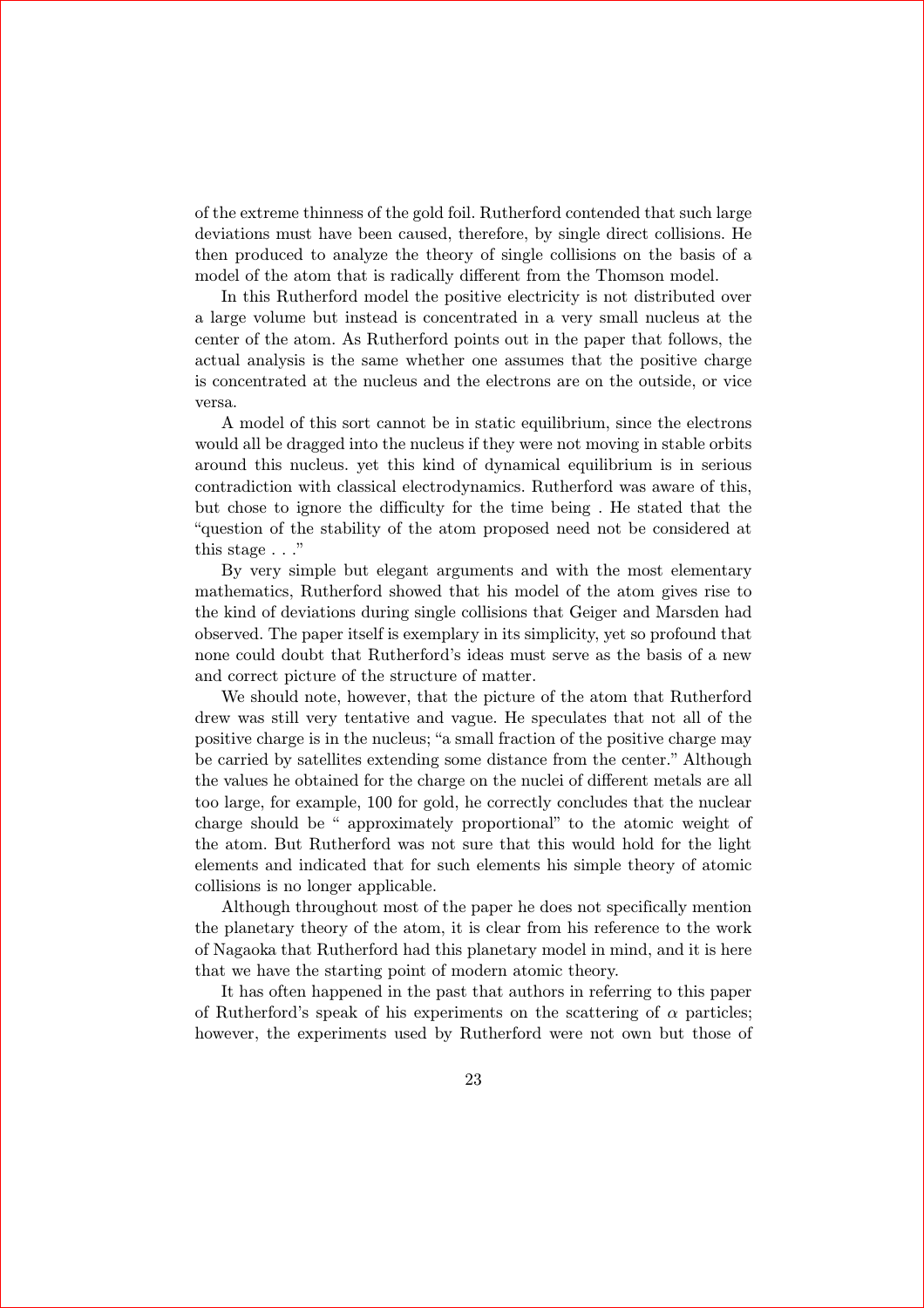of the extreme thinness of the gold foil. Rutherford contended that such large deviations must have been caused, therefore, by single direct collisions. He then produced to analyze the theory of single collisions on the basis of a model of the atom that is radically different from the Thomson model.

In this Rutherford model the positive electricity is not distributed over a large volume but instead is concentrated in a very small nucleus at the center of the atom. As Rutherford points out in the paper that follows, the actual analysis is the same whether one assumes that the positive charge is concentrated at the nucleus and the electrons are on the outside, or vice versa.

A model of this sort cannot be in static equilibrium, since the electrons would all be dragged into the nucleus if they were not moving in stable orbits around this nucleus. yet this kind of dynamical equilibrium is in serious contradiction with classical electrodynamics. Rutherford was aware of this, but chose to ignore the difficulty for the time being . He stated that the "question of the stability of the atom proposed need not be considered at this stage . . ."

By very simple but elegant arguments and with the most elementary mathematics, Rutherford showed that his model of the atom gives rise to the kind of deviations during single collisions that Geiger and Marsden had observed. The paper itself is exemplary in its simplicity, yet so profound that none could doubt that Rutherford's ideas must serve as the basis of a new and correct picture of the structure of matter.

We should note, however, that the picture of the atom that Rutherford drew was still very tentative and vague. He speculates that not all of the positive charge is in the nucleus; "a small fraction of the positive charge may be carried by satellites extending some distance from the center." Although the values he obtained for the charge on the nuclei of different metals are all too large, for example, 100 for gold, he correctly concludes that the nuclear charge should be " approximately proportional" to the atomic weight of the atom. But Rutherford was not sure that this would hold for the light elements and indicated that for such elements his simple theory of atomic collisions is no longer applicable.

Although throughout most of the paper he does not specifically mention the planetary theory of the atom, it is clear from his reference to the work of Nagaoka that Rutherford had this planetary model in mind, and it is here that we have the starting point of modern atomic theory.

It has often happened in the past that authors in referring to this paper of Rutherford's speak of his experiments on the scattering of $\alpha$ particles; however, the experiments used by Rutherford were not own but those of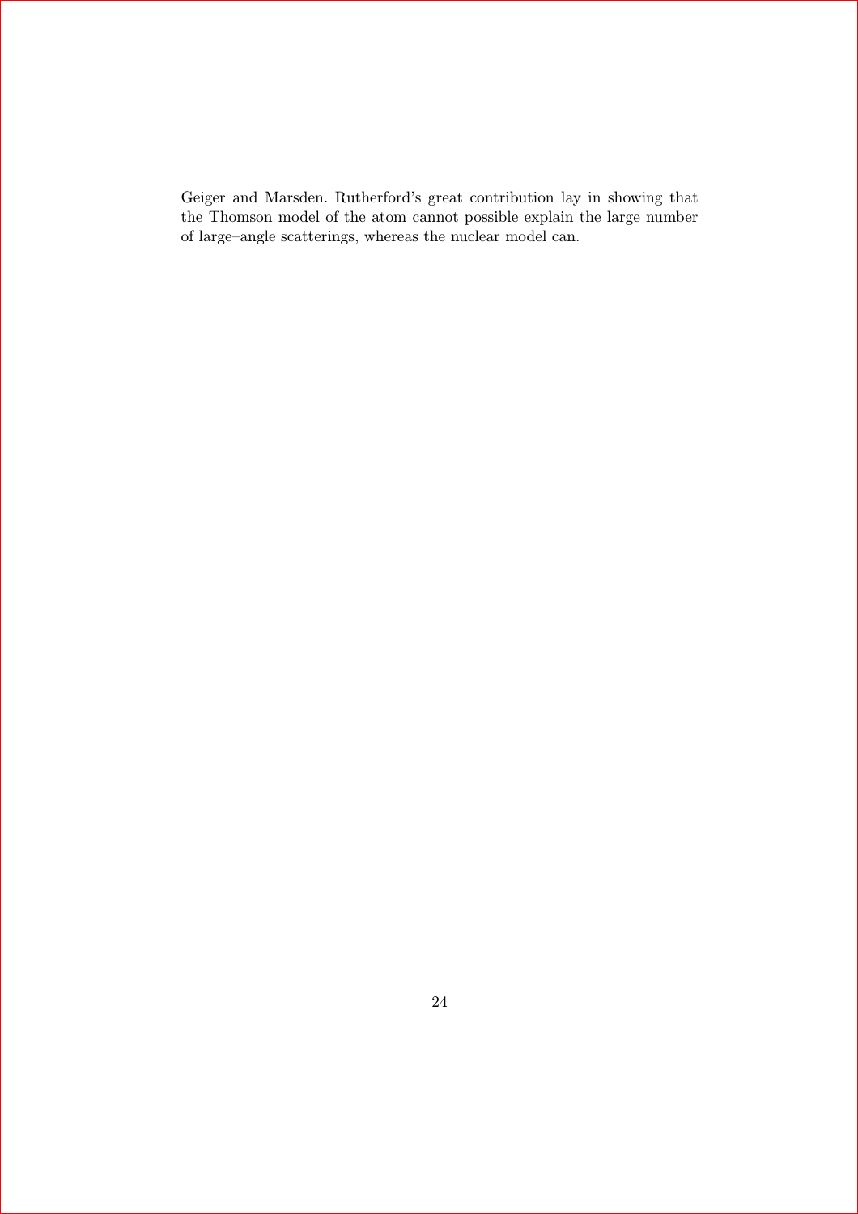Geiger and Marsden. Rutherford's great contribution lay in showing that the Thomson model of the atom cannot possible explain the large number of large–angle scatterings, whereas the nuclear model can.